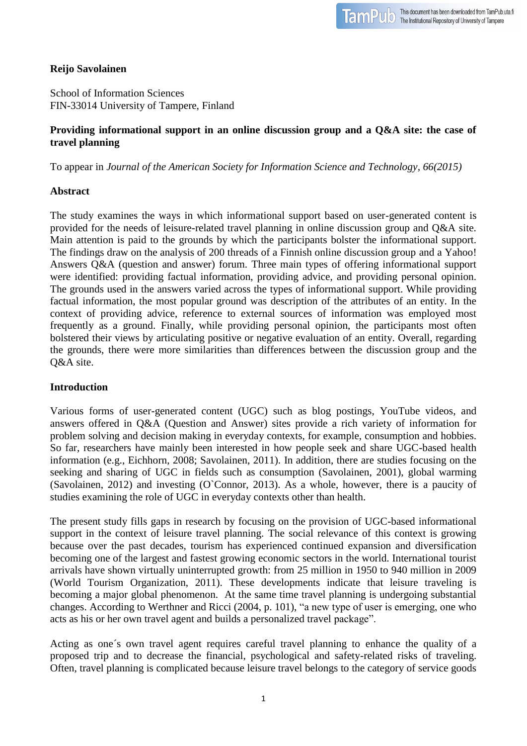**Reijo Savolainen**

School of Information Sciences
FIN-33014 University of Tampere, Finland

**Providing informational support in an online discussion group and a Q&A site: the case of travel planning**

To appear in *Journal of the American Society for Information Science and Technology, 66(2015)*

## Abstract

The study examines the ways in which informational support based on user-generated content is provided for the needs of leisure-related travel planning in online discussion group and Q&A site. Main attention is paid to the grounds by which the participants bolster the informational support. The findings draw on the analysis of 200 threads of a Finnish online discussion group and a Yahoo! Answers Q&A (question and answer) forum. Three main types of offering informational support were identified: providing factual information, providing advice, and providing personal opinion. The grounds used in the answers varied across the types of informational support. While providing factual information, the most popular ground was description of the attributes of an entity. In the context of providing advice, reference to external sources of information was employed most frequently as a ground. Finally, while providing personal opinion, the participants most often bolstered their views by articulating positive or negative evaluation of an entity. Overall, regarding the grounds, there were more similarities than differences between the discussion group and the Q&A site.

## Introduction

Various forms of user-generated content (UGC) such as blog postings, YouTube videos, and answers offered in Q&A (Question and Answer) sites provide a rich variety of information for problem solving and decision making in everyday contexts, for example, consumption and hobbies. So far, researchers have mainly been interested in how people seek and share UGC-based health information (e.g., Eichhorn, 2008; Savolainen, 2011). In addition, there are studies focusing on the seeking and sharing of UGC in fields such as consumption (Savolainen, 2001), global warming (Savolainen, 2012) and investing (O`Connor, 2013). As a whole, however, there is a paucity of studies examining the role of UGC in everyday contexts other than health.

The present study fills gaps in research by focusing on the provision of UGC-based informational support in the context of leisure travel planning. The social relevance of this context is growing because over the past decades, tourism has experienced continued expansion and diversification becoming one of the largest and fastest growing economic sectors in the world. International tourist arrivals have shown virtually uninterrupted growth: from 25 million in 1950 to 940 million in 2009 (World Tourism Organization, 2011). These developments indicate that leisure traveling is becoming a major global phenomenon. At the same time travel planning is undergoing substantial changes. According to Werthner and Ricci (2004, p. 101), "a new type of user is emerging, one who acts as his or her own travel agent and builds a personalized travel package".

Acting as one´s own travel agent requires careful travel planning to enhance the quality of a proposed trip and to decrease the financial, psychological and safety-related risks of traveling. Often, travel planning is complicated because leisure travel belongs to the category of service goods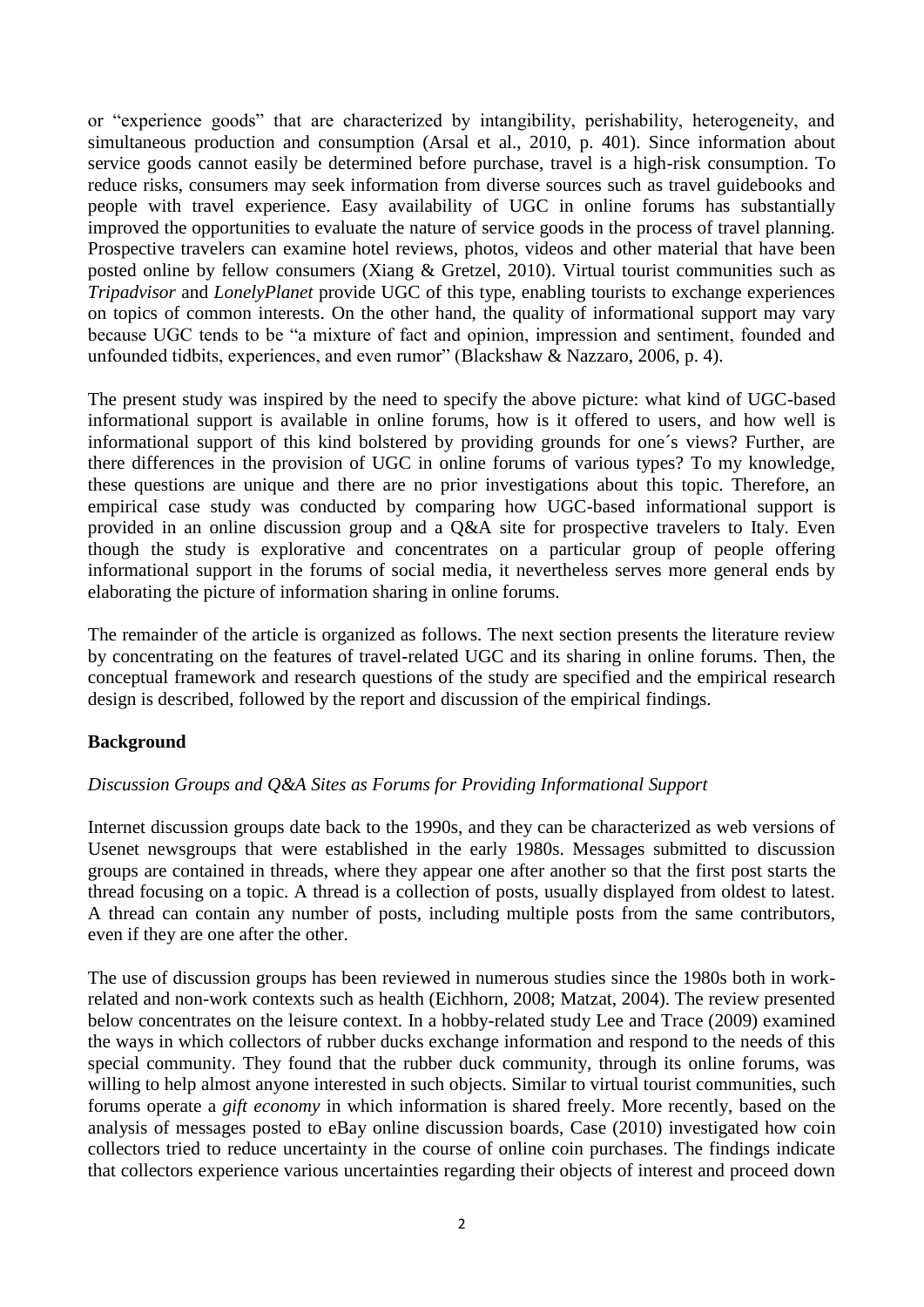or "experience goods" that are characterized by intangibility, perishability, heterogeneity, and simultaneous production and consumption (Arsal et al., 2010, p. 401). Since information about service goods cannot easily be determined before purchase, travel is a high-risk consumption. To reduce risks, consumers may seek information from diverse sources such as travel guidebooks and people with travel experience. Easy availability of UGC in online forums has substantially improved the opportunities to evaluate the nature of service goods in the process of travel planning. Prospective travelers can examine hotel reviews, photos, videos and other material that have been posted online by fellow consumers (Xiang & Gretzel, 2010). Virtual tourist communities such as *Tripadvisor* and *LonelyPlanet* provide UGC of this type, enabling tourists to exchange experiences on topics of common interests. On the other hand, the quality of informational support may vary because UGC tends to be "a mixture of fact and opinion, impression and sentiment, founded and unfounded tidbits, experiences, and even rumor" (Blackshaw & Nazzaro, 2006, p. 4).

The present study was inspired by the need to specify the above picture: what kind of UGC-based informational support is available in online forums, how is it offered to users, and how well is informational support of this kind bolstered by providing grounds for one´s views? Further, are there differences in the provision of UGC in online forums of various types? To my knowledge, these questions are unique and there are no prior investigations about this topic. Therefore, an empirical case study was conducted by comparing how UGC-based informational support is provided in an online discussion group and a Q&A site for prospective travelers to Italy. Even though the study is explorative and concentrates on a particular group of people offering informational support in the forums of social media, it nevertheless serves more general ends by elaborating the picture of information sharing in online forums.

The remainder of the article is organized as follows. The next section presents the literature review by concentrating on the features of travel-related UGC and its sharing in online forums. Then, the conceptual framework and research questions of the study are specified and the empirical research design is described, followed by the report and discussion of the empirical findings.

## Background

### *Discussion Groups and Q&A Sites as Forums for Providing Informational Support*

Internet discussion groups date back to the 1990s, and they can be characterized as web versions of Usenet newsgroups that were established in the early 1980s. Messages submitted to discussion groups are contained in threads, where they appear one after another so that the first post starts the thread focusing on a topic. A thread is a collection of posts, usually displayed from oldest to latest. A thread can contain any number of posts, including multiple posts from the same contributors, even if they are one after the other.

The use of discussion groups has been reviewed in numerous studies since the 1980s both in work-related and non-work contexts such as health (Eichhorn, 2008; Matzat, 2004). The review presented below concentrates on the leisure context. In a hobby-related study Lee and Trace (2009) examined the ways in which collectors of rubber ducks exchange information and respond to the needs of this special community. They found that the rubber duck community, through its online forums, was willing to help almost anyone interested in such objects. Similar to virtual tourist communities, such forums operate a *gift economy* in which information is shared freely. More recently, based on the analysis of messages posted to eBay online discussion boards, Case (2010) investigated how coin collectors tried to reduce uncertainty in the course of online coin purchases. The findings indicate that collectors experience various uncertainties regarding their objects of interest and proceed down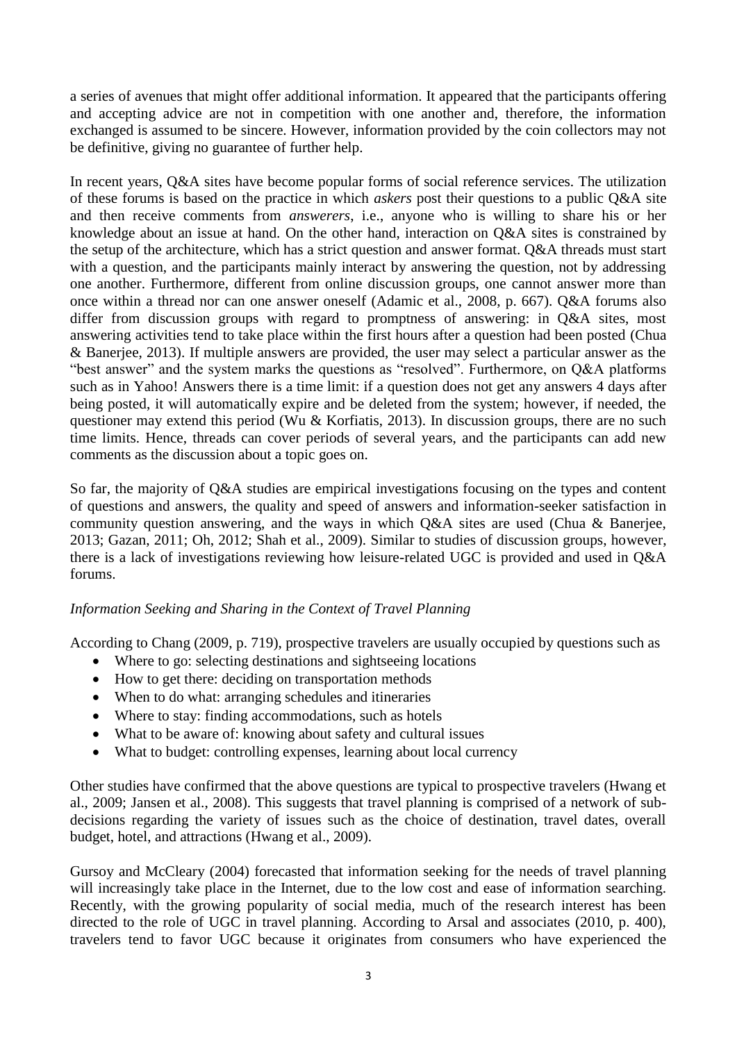a series of avenues that might offer additional information. It appeared that the participants offering and accepting advice are not in competition with one another and, therefore, the information exchanged is assumed to be sincere. However, information provided by the coin collectors may not be definitive, giving no guarantee of further help.

In recent years, Q&A sites have become popular forms of social reference services. The utilization of these forums is based on the practice in which *askers* post their questions to a public Q&A site and then receive comments from *answerers*, i.e., anyone who is willing to share his or her knowledge about an issue at hand. On the other hand, interaction on Q&A sites is constrained by the setup of the architecture, which has a strict question and answer format. Q&A threads must start with a question, and the participants mainly interact by answering the question, not by addressing one another. Furthermore, different from online discussion groups, one cannot answer more than once within a thread nor can one answer oneself (Adamic et al., 2008, p. 667). Q&A forums also differ from discussion groups with regard to promptness of answering: in Q&A sites, most answering activities tend to take place within the first hours after a question had been posted (Chua & Banerjee, 2013). If multiple answers are provided, the user may select a particular answer as the "best answer" and the system marks the questions as "resolved". Furthermore, on Q&A platforms such as in Yahoo! Answers there is a time limit: if a question does not get any answers 4 days after being posted, it will automatically expire and be deleted from the system; however, if needed, the questioner may extend this period (Wu & Korfiatis, 2013). In discussion groups, there are no such time limits. Hence, threads can cover periods of several years, and the participants can add new comments as the discussion about a topic goes on.

So far, the majority of Q&A studies are empirical investigations focusing on the types and content of questions and answers, the quality and speed of answers and information-seeker satisfaction in community question answering, and the ways in which Q&A sites are used (Chua & Banerjee, 2013; Gazan, 2011; Oh, 2012; Shah et al., 2009). Similar to studies of discussion groups, however, there is a lack of investigations reviewing how leisure-related UGC is provided and used in Q&A forums.

*Information Seeking and Sharing in the Context of Travel Planning*

According to Chang (2009, p. 719), prospective travelers are usually occupied by questions such as

- Where to go: selecting destinations and sightseeing locations
- How to get there: deciding on transportation methods
- When to do what: arranging schedules and itineraries
- Where to stay: finding accommodations, such as hotels
- What to be aware of: knowing about safety and cultural issues
- What to budget: controlling expenses, learning about local currency

Other studies have confirmed that the above questions are typical to prospective travelers (Hwang et al., 2009; Jansen et al., 2008). This suggests that travel planning is comprised of a network of sub-decisions regarding the variety of issues such as the choice of destination, travel dates, overall budget, hotel, and attractions (Hwang et al., 2009).

Gursoy and McCleary (2004) forecasted that information seeking for the needs of travel planning will increasingly take place in the Internet, due to the low cost and ease of information searching. Recently, with the growing popularity of social media, much of the research interest has been directed to the role of UGC in travel planning. According to Arsal and associates (2010, p. 400), travelers tend to favor UGC because it originates from consumers who have experienced the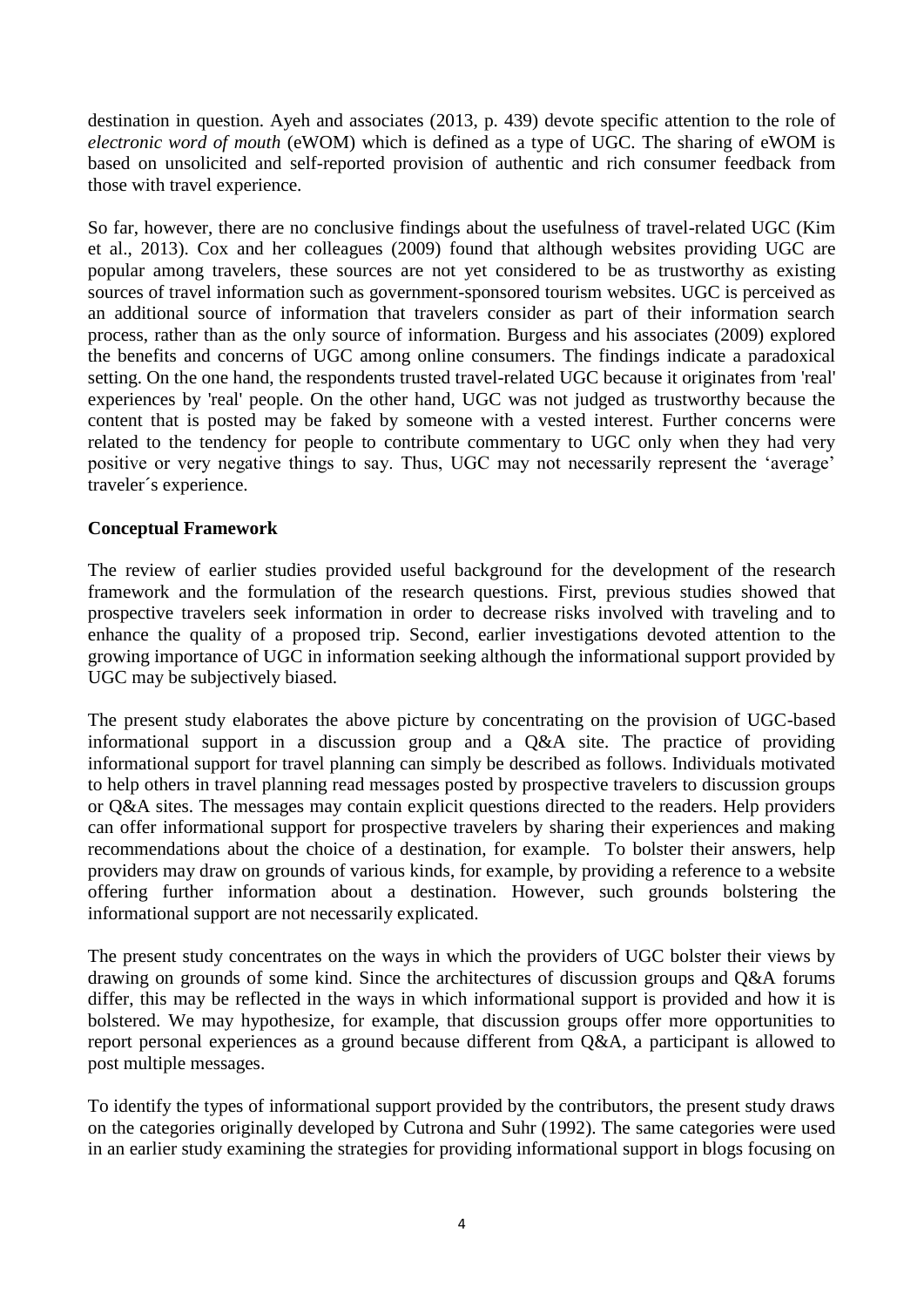destination in question. Ayeh and associates (2013, p. 439) devote specific attention to the role of *electronic word of mouth* (eWOM) which is defined as a type of UGC. The sharing of eWOM is based on unsolicited and self-reported provision of authentic and rich consumer feedback from those with travel experience.

So far, however, there are no conclusive findings about the usefulness of travel-related UGC (Kim et al., 2013). Cox and her colleagues (2009) found that although websites providing UGC are popular among travelers, these sources are not yet considered to be as trustworthy as existing sources of travel information such as government-sponsored tourism websites. UGC is perceived as an additional source of information that travelers consider as part of their information search process, rather than as the only source of information. Burgess and his associates (2009) explored the benefits and concerns of UGC among online consumers. The findings indicate a paradoxical setting. On the one hand, the respondents trusted travel-related UGC because it originates from 'real' experiences by 'real' people. On the other hand, UGC was not judged as trustworthy because the content that is posted may be faked by someone with a vested interest. Further concerns were related to the tendency for people to contribute commentary to UGC only when they had very positive or very negative things to say. Thus, UGC may not necessarily represent the 'average' traveler´s experience.

**Conceptual Framework**

The review of earlier studies provided useful background for the development of the research framework and the formulation of the research questions. First, previous studies showed that prospective travelers seek information in order to decrease risks involved with traveling and to enhance the quality of a proposed trip. Second, earlier investigations devoted attention to the growing importance of UGC in information seeking although the informational support provided by UGC may be subjectively biased.

The present study elaborates the above picture by concentrating on the provision of UGC-based informational support in a discussion group and a Q&A site. The practice of providing informational support for travel planning can simply be described as follows. Individuals motivated to help others in travel planning read messages posted by prospective travelers to discussion groups or Q&A sites. The messages may contain explicit questions directed to the readers. Help providers can offer informational support for prospective travelers by sharing their experiences and making recommendations about the choice of a destination, for example. To bolster their answers, help providers may draw on grounds of various kinds, for example, by providing a reference to a website offering further information about a destination. However, such grounds bolstering the informational support are not necessarily explicated.

The present study concentrates on the ways in which the providers of UGC bolster their views by drawing on grounds of some kind. Since the architectures of discussion groups and Q&A forums differ, this may be reflected in the ways in which informational support is provided and how it is bolstered. We may hypothesize, for example, that discussion groups offer more opportunities to report personal experiences as a ground because different from Q&A, a participant is allowed to post multiple messages.

To identify the types of informational support provided by the contributors, the present study draws on the categories originally developed by Cutrona and Suhr (1992). The same categories were used in an earlier study examining the strategies for providing informational support in blogs focusing on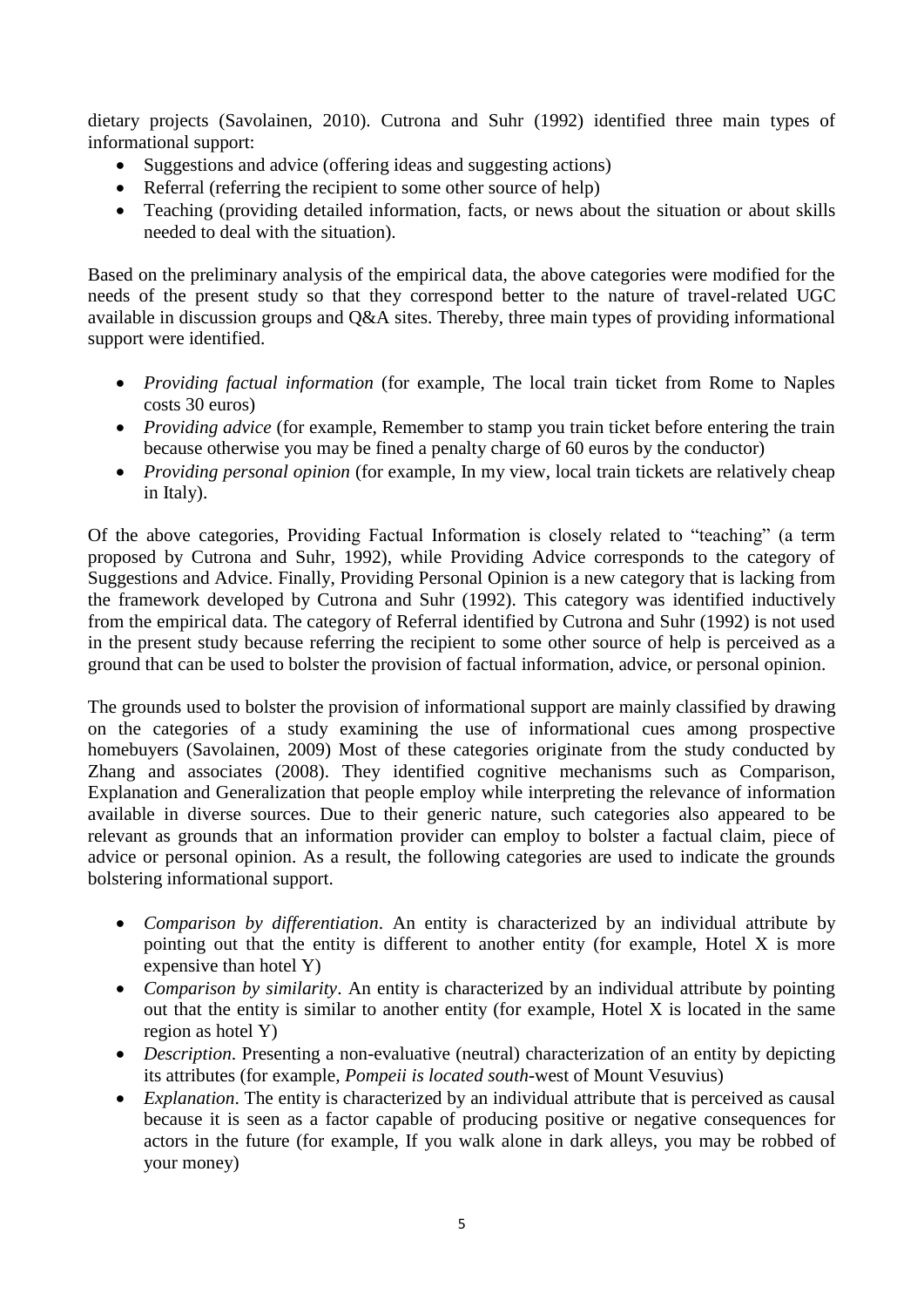dietary projects (Savolainen, 2010). Cutrona and Suhr (1992) identified three main types of informational support:

- Suggestions and advice (offering ideas and suggesting actions)
- Referral (referring the recipient to some other source of help)
- Teaching (providing detailed information, facts, or news about the situation or about skills needed to deal with the situation).

Based on the preliminary analysis of the empirical data, the above categories were modified for the needs of the present study so that they correspond better to the nature of travel-related UGC available in discussion groups and Q&A sites. Thereby, three main types of providing informational support were identified.

- *Providing factual information* (for example, The local train ticket from Rome to Naples costs 30 euros)
- *Providing advice* (for example, Remember to stamp you train ticket before entering the train because otherwise you may be fined a penalty charge of 60 euros by the conductor)
- *Providing personal opinion* (for example, In my view, local train tickets are relatively cheap in Italy).

Of the above categories, Providing Factual Information is closely related to "teaching" (a term proposed by Cutrona and Suhr, 1992), while Providing Advice corresponds to the category of Suggestions and Advice. Finally, Providing Personal Opinion is a new category that is lacking from the framework developed by Cutrona and Suhr (1992). This category was identified inductively from the empirical data. The category of Referral identified by Cutrona and Suhr (1992) is not used in the present study because referring the recipient to some other source of help is perceived as a ground that can be used to bolster the provision of factual information, advice, or personal opinion.

The grounds used to bolster the provision of informational support are mainly classified by drawing on the categories of a study examining the use of informational cues among prospective homebuyers (Savolainen, 2009) Most of these categories originate from the study conducted by Zhang and associates (2008). They identified cognitive mechanisms such as Comparison, Explanation and Generalization that people employ while interpreting the relevance of information available in diverse sources. Due to their generic nature, such categories also appeared to be relevant as grounds that an information provider can employ to bolster a factual claim, piece of advice or personal opinion. As a result, the following categories are used to indicate the grounds bolstering informational support.

- *Comparison by differentiation*. An entity is characterized by an individual attribute by pointing out that the entity is different to another entity (for example, Hotel X is more expensive than hotel Y)
- *Comparison by similarity*. An entity is characterized by an individual attribute by pointing out that the entity is similar to another entity (for example, Hotel X is located in the same region as hotel Y)
- *Description.* Presenting a non-evaluative (neutral) characterization of an entity by depicting its attributes (for example, *Pompeii is located south*-west of Mount Vesuvius)
- *Explanation*. The entity is characterized by an individual attribute that is perceived as causal because it is seen as a factor capable of producing positive or negative consequences for actors in the future (for example, If you walk alone in dark alleys, you may be robbed of your money)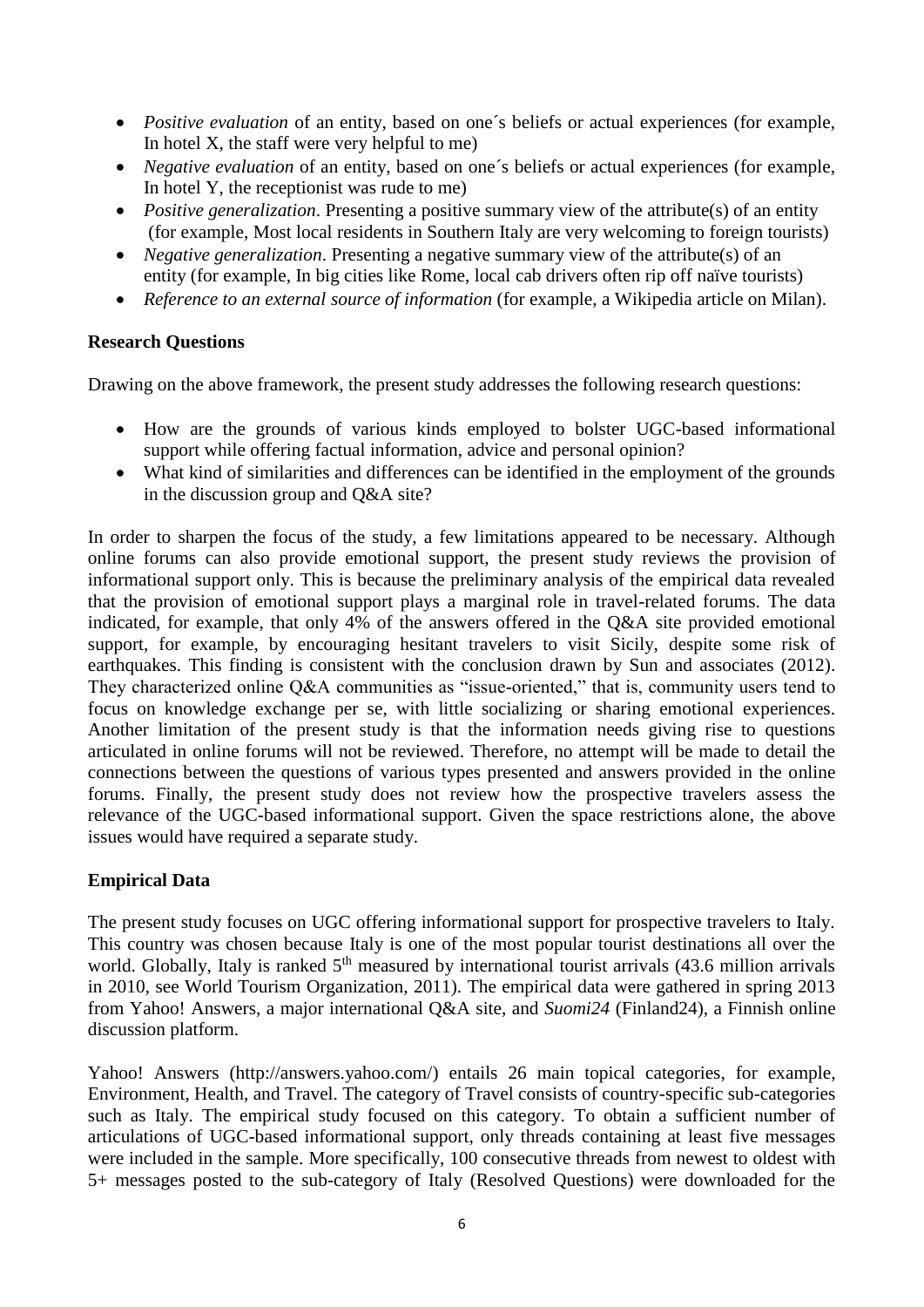- *Positive evaluation* of an entity, based on one´s beliefs or actual experiences (for example, In hotel X, the staff were very helpful to me)
- *Negative evaluation* of an entity, based on one´s beliefs or actual experiences (for example, In hotel Y, the receptionist was rude to me)
- *Positive generalization*. Presenting a positive summary view of the attribute(s) of an entity (for example, Most local residents in Southern Italy are very welcoming to foreign tourists)
- *Negative generalization*. Presenting a negative summary view of the attribute(s) of an entity (for example, In big cities like Rome, local cab drivers often rip off naïve tourists)
- *Reference to an external source of information* (for example, a Wikipedia article on Milan).

**Research Questions**

Drawing on the above framework, the present study addresses the following research questions:

- How are the grounds of various kinds employed to bolster UGC-based informational support while offering factual information, advice and personal opinion?
- What kind of similarities and differences can be identified in the employment of the grounds in the discussion group and Q&A site?

In order to sharpen the focus of the study, a few limitations appeared to be necessary. Although online forums can also provide emotional support, the present study reviews the provision of informational support only. This is because the preliminary analysis of the empirical data revealed that the provision of emotional support plays a marginal role in travel-related forums. The data indicated, for example, that only 4% of the answers offered in the Q&A site provided emotional support, for example, by encouraging hesitant travelers to visit Sicily, despite some risk of earthquakes. This finding is consistent with the conclusion drawn by Sun and associates (2012). They characterized online Q&A communities as "issue-oriented," that is, community users tend to focus on knowledge exchange per se, with little socializing or sharing emotional experiences. Another limitation of the present study is that the information needs giving rise to questions articulated in online forums will not be reviewed. Therefore, no attempt will be made to detail the connections between the questions of various types presented and answers provided in the online forums. Finally, the present study does not review how the prospective travelers assess the relevance of the UGC-based informational support. Given the space restrictions alone, the above issues would have required a separate study.

**Empirical Data**

The present study focuses on UGC offering informational support for prospective travelers to Italy. This country was chosen because Italy is one of the most popular tourist destinations all over the world. Globally, Italy is ranked 5th measured by international tourist arrivals (43.6 million arrivals in 2010, see World Tourism Organization, 2011). The empirical data were gathered in spring 2013 from Yahoo! Answers, a major international Q&A site, and *Suomi24* (Finland24), a Finnish online discussion platform.

Yahoo! Answers (http://answers.yahoo.com/) entails 26 main topical categories, for example, Environment, Health, and Travel. The category of Travel consists of country-specific sub-categories such as Italy. The empirical study focused on this category. To obtain a sufficient number of articulations of UGC-based informational support, only threads containing at least five messages were included in the sample. More specifically, 100 consecutive threads from newest to oldest with 5+ messages posted to the sub-category of Italy (Resolved Questions) were downloaded for the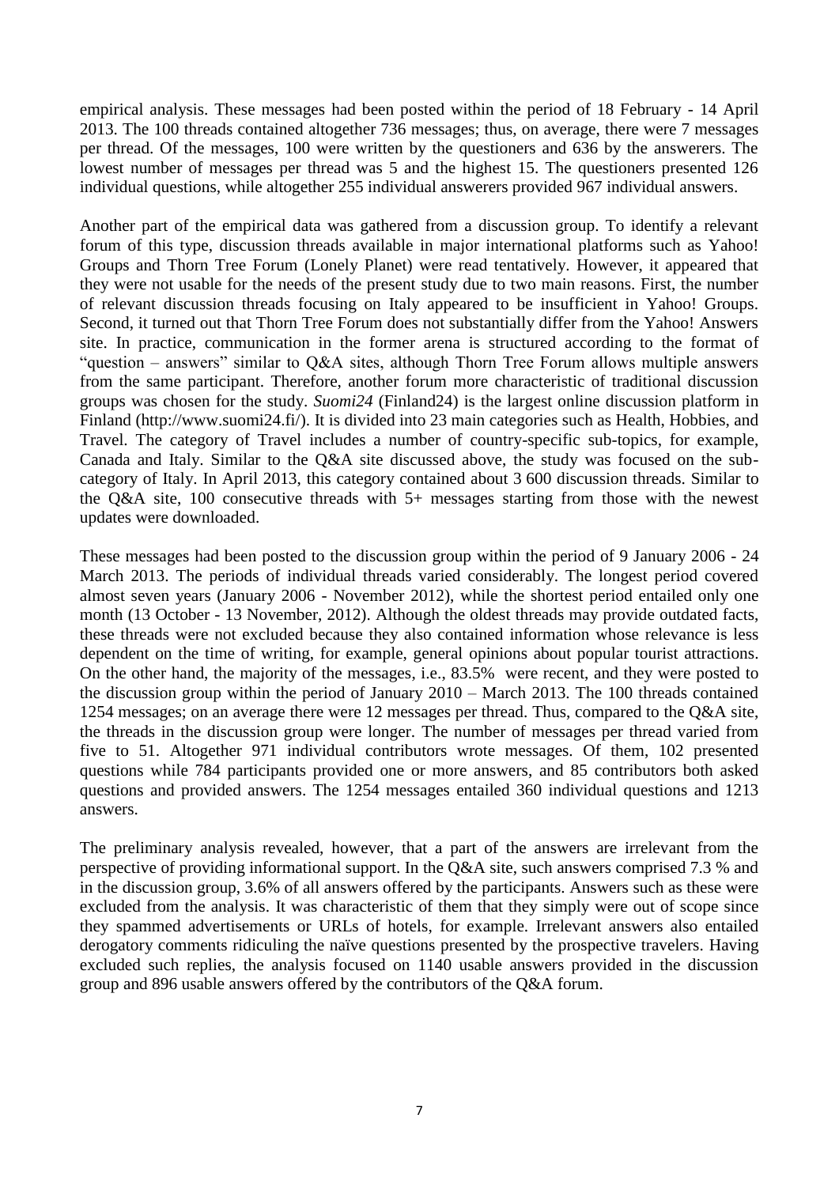empirical analysis. These messages had been posted within the period of 18 February - 14 April 2013. The 100 threads contained altogether 736 messages; thus, on average, there were 7 messages per thread. Of the messages, 100 were written by the questioners and 636 by the answerers. The lowest number of messages per thread was 5 and the highest 15. The questioners presented 126 individual questions, while altogether 255 individual answerers provided 967 individual answers.

Another part of the empirical data was gathered from a discussion group. To identify a relevant forum of this type, discussion threads available in major international platforms such as Yahoo! Groups and Thorn Tree Forum (Lonely Planet) were read tentatively. However, it appeared that they were not usable for the needs of the present study due to two main reasons. First, the number of relevant discussion threads focusing on Italy appeared to be insufficient in Yahoo! Groups. Second, it turned out that Thorn Tree Forum does not substantially differ from the Yahoo! Answers site. In practice, communication in the former arena is structured according to the format of "question – answers" similar to Q&A sites, although Thorn Tree Forum allows multiple answers from the same participant. Therefore, another forum more characteristic of traditional discussion groups was chosen for the study. *Suomi24* (Finland24) is the largest online discussion platform in Finland (http://www.suomi24.fi/). It is divided into 23 main categories such as Health, Hobbies, and Travel. The category of Travel includes a number of country-specific sub-topics, for example, Canada and Italy. Similar to the Q&A site discussed above, the study was focused on the sub-category of Italy. In April 2013, this category contained about 3 600 discussion threads. Similar to the Q&A site, 100 consecutive threads with 5+ messages starting from those with the newest updates were downloaded.

These messages had been posted to the discussion group within the period of 9 January 2006 - 24 March 2013. The periods of individual threads varied considerably. The longest period covered almost seven years (January 2006 - November 2012), while the shortest period entailed only one month (13 October - 13 November, 2012). Although the oldest threads may provide outdated facts, these threads were not excluded because they also contained information whose relevance is less dependent on the time of writing, for example, general opinions about popular tourist attractions. On the other hand, the majority of the messages, i.e., 83.5% were recent, and they were posted to the discussion group within the period of January 2010 – March 2013. The 100 threads contained 1254 messages; on an average there were 12 messages per thread. Thus, compared to the Q&A site, the threads in the discussion group were longer. The number of messages per thread varied from five to 51. Altogether 971 individual contributors wrote messages. Of them, 102 presented questions while 784 participants provided one or more answers, and 85 contributors both asked questions and provided answers. The 1254 messages entailed 360 individual questions and 1213 answers.

The preliminary analysis revealed, however, that a part of the answers are irrelevant from the perspective of providing informational support. In the Q&A site, such answers comprised 7.3 % and in the discussion group, 3.6% of all answers offered by the participants. Answers such as these were excluded from the analysis. It was characteristic of them that they simply were out of scope since they spammed advertisements or URLs of hotels, for example. Irrelevant answers also entailed derogatory comments ridiculing the naïve questions presented by the prospective travelers. Having excluded such replies, the analysis focused on 1140 usable answers provided in the discussion group and 896 usable answers offered by the contributors of the Q&A forum.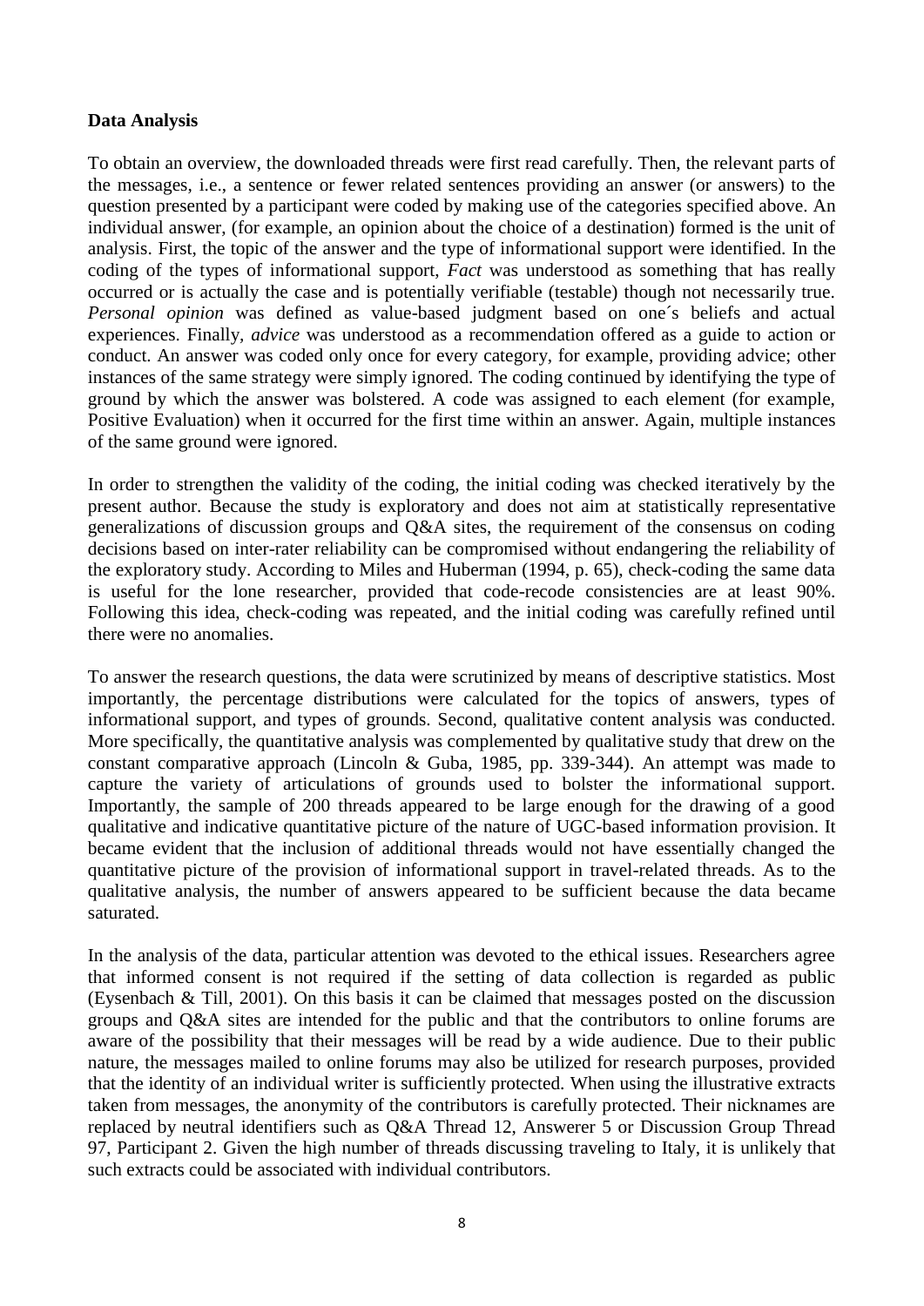**Data Analysis**

To obtain an overview, the downloaded threads were first read carefully. Then, the relevant parts of the messages, i.e., a sentence or fewer related sentences providing an answer (or answers) to the question presented by a participant were coded by making use of the categories specified above. An individual answer, (for example, an opinion about the choice of a destination) formed is the unit of analysis. First, the topic of the answer and the type of informational support were identified. In the coding of the types of informational support, *Fact* was understood as something that has really occurred or is actually the case and is potentially verifiable (testable) though not necessarily true. *Personal opinion* was defined as value-based judgment based on one´s beliefs and actual experiences. Finally, *advice* was understood as a recommendation offered as a guide to action or conduct. An answer was coded only once for every category, for example, providing advice; other instances of the same strategy were simply ignored. The coding continued by identifying the type of ground by which the answer was bolstered. A code was assigned to each element (for example, Positive Evaluation) when it occurred for the first time within an answer. Again, multiple instances of the same ground were ignored.

In order to strengthen the validity of the coding, the initial coding was checked iteratively by the present author. Because the study is exploratory and does not aim at statistically representative generalizations of discussion groups and Q&A sites, the requirement of the consensus on coding decisions based on inter-rater reliability can be compromised without endangering the reliability of the exploratory study. According to Miles and Huberman (1994, p. 65), check-coding the same data is useful for the lone researcher, provided that code-recode consistencies are at least 90%. Following this idea, check-coding was repeated, and the initial coding was carefully refined until there were no anomalies.

To answer the research questions, the data were scrutinized by means of descriptive statistics. Most importantly, the percentage distributions were calculated for the topics of answers, types of informational support, and types of grounds. Second, qualitative content analysis was conducted. More specifically, the quantitative analysis was complemented by qualitative study that drew on the constant comparative approach (Lincoln & Guba, 1985, pp. 339-344). An attempt was made to capture the variety of articulations of grounds used to bolster the informational support. Importantly, the sample of 200 threads appeared to be large enough for the drawing of a good qualitative and indicative quantitative picture of the nature of UGC-based information provision. It became evident that the inclusion of additional threads would not have essentially changed the quantitative picture of the provision of informational support in travel-related threads. As to the qualitative analysis, the number of answers appeared to be sufficient because the data became saturated.

In the analysis of the data, particular attention was devoted to the ethical issues. Researchers agree that informed consent is not required if the setting of data collection is regarded as public (Eysenbach & Till, 2001). On this basis it can be claimed that messages posted on the discussion groups and Q&A sites are intended for the public and that the contributors to online forums are aware of the possibility that their messages will be read by a wide audience. Due to their public nature, the messages mailed to online forums may also be utilized for research purposes, provided that the identity of an individual writer is sufficiently protected. When using the illustrative extracts taken from messages, the anonymity of the contributors is carefully protected. Their nicknames are replaced by neutral identifiers such as Q&A Thread 12, Answerer 5 or Discussion Group Thread 97, Participant 2. Given the high number of threads discussing traveling to Italy, it is unlikely that such extracts could be associated with individual contributors.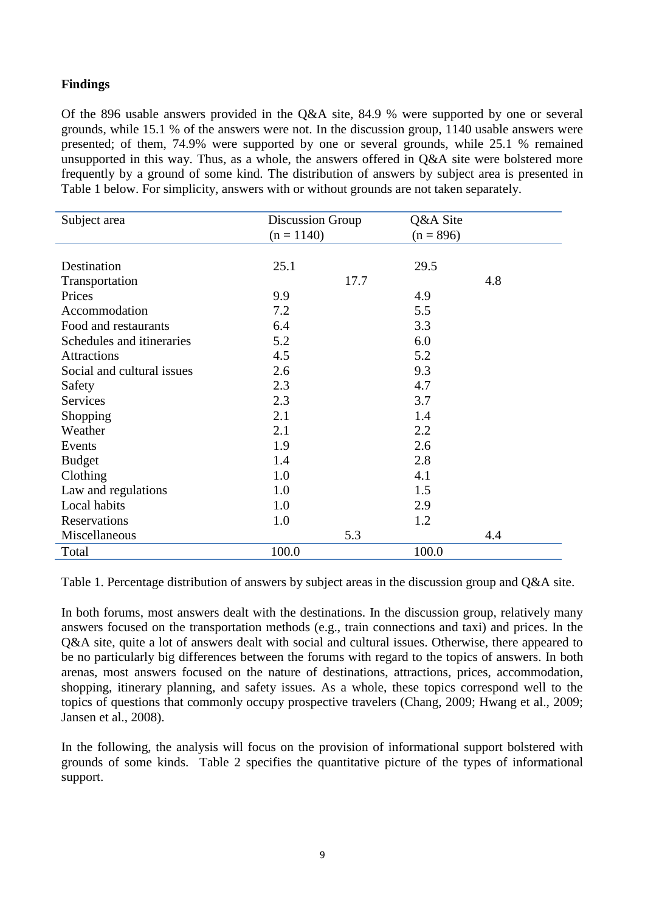**Findings**

Of the 896 usable answers provided in the Q&A site, 84.9 % were supported by one or several grounds, while 15.1 % of the answers were not. In the discussion group, 1140 usable answers were presented; of them, 74.9% were supported by one or several grounds, while 25.1 % remained unsupported in this way. Thus, as a whole, the answers offered in Q&A site were bolstered more frequently by a ground of some kind. The distribution of answers by subject area is presented in Table 1 below. For simplicity, answers with or without grounds are not taken separately.

| Subject area | Discussion Group (n = 1140) | Q&A Site (n = 896) |
|---|---|---|
| Destination | 25.1 | 29.5 |
| Transportation | 17.7 | 4.8 |
| Prices | 9.9 | 4.9 |
| Accommodation | 7.2 | 5.5 |
| Food and restaurants | 6.4 | 3.3 |
| Schedules and itineraries | 5.2 | 6.0 |
| Attractions | 4.5 | 5.2 |
| Social and cultural issues | 2.6 | 9.3 |
| Safety | 2.3 | 4.7 |
| Services | 2.3 | 3.7 |
| Shopping | 2.1 | 1.4 |
| Weather | 2.1 | 2.2 |
| Events | 1.9 | 2.6 |
| Budget | 1.4 | 2.8 |
| Clothing | 1.0 | 4.1 |
| Law and regulations | 1.0 | 1.5 |
| Local habits | 1.0 | 2.9 |
| Reservations | 1.0 | 1.2 |
| Miscellaneous | 5.3 | 4.4 |
| Total | 100.0 | 100.0 |

Table 1. Percentage distribution of answers by subject areas in the discussion group and Q&A site.

In both forums, most answers dealt with the destinations. In the discussion group, relatively many answers focused on the transportation methods (e.g., train connections and taxi) and prices. In the Q&A site, quite a lot of answers dealt with social and cultural issues. Otherwise, there appeared to be no particularly big differences between the forums with regard to the topics of answers. In both arenas, most answers focused on the nature of destinations, attractions, prices, accommodation, shopping, itinerary planning, and safety issues. As a whole, these topics correspond well to the topics of questions that commonly occupy prospective travelers (Chang, 2009; Hwang et al., 2009; Jansen et al., 2008).

In the following, the analysis will focus on the provision of informational support bolstered with grounds of some kinds. Table 2 specifies the quantitative picture of the types of informational support.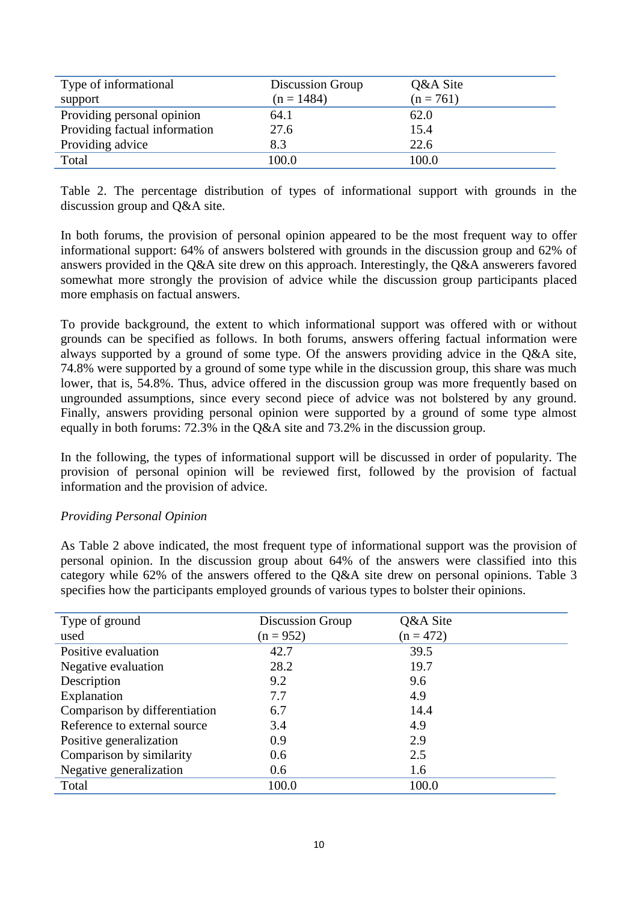| Type of informational support | Discussion Group (n = 1484) | Q&A Site (n = 761) |
|---|---|---|
| Providing personal opinion | 64.1 | 62.0 |
| Providing factual information | 27.6 | 15.4 |
| Providing advice | 8.3 | 22.6 |
| Total | 100.0 | 100.0 |

Table 2. The percentage distribution of types of informational support with grounds in the discussion group and Q&A site.

In both forums, the provision of personal opinion appeared to be the most frequent way to offer informational support: 64% of answers bolstered with grounds in the discussion group and 62% of answers provided in the Q&A site drew on this approach. Interestingly, the Q&A answerers favored somewhat more strongly the provision of advice while the discussion group participants placed more emphasis on factual answers.

To provide background, the extent to which informational support was offered with or without grounds can be specified as follows. In both forums, answers offering factual information were always supported by a ground of some type. Of the answers providing advice in the Q&A site, 74.8% were supported by a ground of some type while in the discussion group, this share was much lower, that is, 54.8%. Thus, advice offered in the discussion group was more frequently based on ungrounded assumptions, since every second piece of advice was not bolstered by any ground. Finally, answers providing personal opinion were supported by a ground of some type almost equally in both forums: 72.3% in the Q&A site and 73.2% in the discussion group.

In the following, the types of informational support will be discussed in order of popularity. The provision of personal opinion will be reviewed first, followed by the provision of factual information and the provision of advice.

*Providing Personal Opinion*

As Table 2 above indicated, the most frequent type of informational support was the provision of personal opinion. In the discussion group about 64% of the answers were classified into this category while 62% of the answers offered to the Q&A site drew on personal opinions. Table 3 specifies how the participants employed grounds of various types to bolster their opinions.

| Type of ground used | Discussion Group (n = 952) | Q&A Site (n = 472) |
|---|---|---|
| Positive evaluation | 42.7 | 39.5 |
| Negative evaluation | 28.2 | 19.7 |
| Description | 9.2 | 9.6 |
| Explanation | 7.7 | 4.9 |
| Comparison by differentiation | 6.7 | 14.4 |
| Reference to external source | 3.4 | 4.9 |
| Positive generalization | 0.9 | 2.9 |
| Comparison by similarity | 0.6 | 2.5 |
| Negative generalization | 0.6 | 1.6 |
| Total | 100.0 | 100.0 |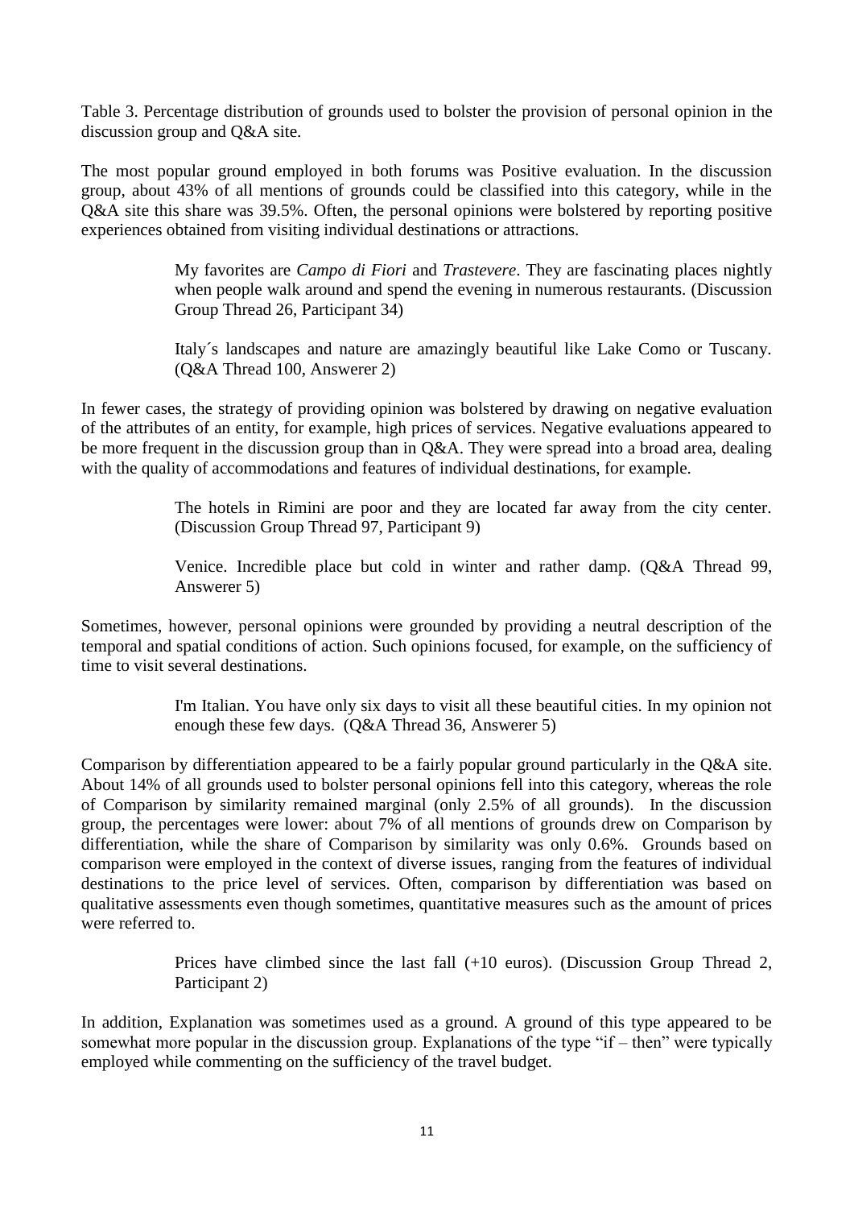Table 3. Percentage distribution of grounds used to bolster the provision of personal opinion in the discussion group and Q&A site.

The most popular ground employed in both forums was Positive evaluation. In the discussion group, about 43% of all mentions of grounds could be classified into this category, while in the Q&A site this share was 39.5%. Often, the personal opinions were bolstered by reporting positive experiences obtained from visiting individual destinations or attractions.

> My favorites are *Campo di Fiori* and *Trastevere*. They are fascinating places nightly when people walk around and spend the evening in numerous restaurants. (Discussion Group Thread 26, Participant 34)

> Italy´s landscapes and nature are amazingly beautiful like Lake Como or Tuscany. (Q&A Thread 100, Answerer 2)

In fewer cases, the strategy of providing opinion was bolstered by drawing on negative evaluation of the attributes of an entity, for example, high prices of services. Negative evaluations appeared to be more frequent in the discussion group than in Q&A. They were spread into a broad area, dealing with the quality of accommodations and features of individual destinations, for example.

> The hotels in Rimini are poor and they are located far away from the city center. (Discussion Group Thread 97, Participant 9)

> Venice. Incredible place but cold in winter and rather damp. (Q&A Thread 99, Answerer 5)

Sometimes, however, personal opinions were grounded by providing a neutral description of the temporal and spatial conditions of action. Such opinions focused, for example, on the sufficiency of time to visit several destinations.

> I'm Italian. You have only six days to visit all these beautiful cities. In my opinion not enough these few days. (Q&A Thread 36, Answerer 5)

Comparison by differentiation appeared to be a fairly popular ground particularly in the Q&A site. About 14% of all grounds used to bolster personal opinions fell into this category, whereas the role of Comparison by similarity remained marginal (only 2.5% of all grounds). In the discussion group, the percentages were lower: about 7% of all mentions of grounds drew on Comparison by differentiation, while the share of Comparison by similarity was only 0.6%. Grounds based on comparison were employed in the context of diverse issues, ranging from the features of individual destinations to the price level of services. Often, comparison by differentiation was based on qualitative assessments even though sometimes, quantitative measures such as the amount of prices were referred to.

> Prices have climbed since the last fall (+10 euros). (Discussion Group Thread 2, Participant 2)

In addition, Explanation was sometimes used as a ground. A ground of this type appeared to be somewhat more popular in the discussion group. Explanations of the type "if – then" were typically employed while commenting on the sufficiency of the travel budget.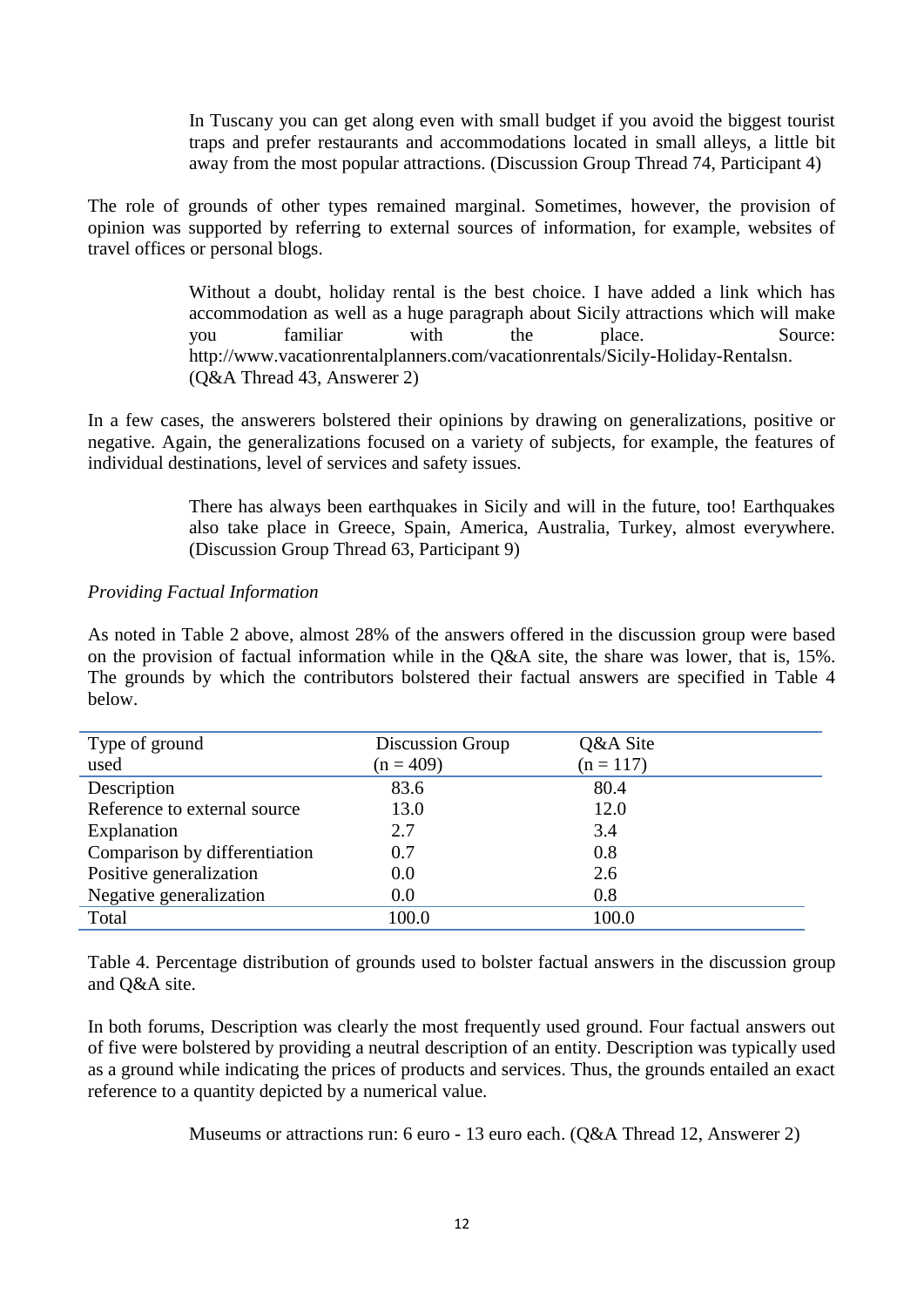> In Tuscany you can get along even with small budget if you avoid the biggest tourist traps and prefer restaurants and accommodations located in small alleys, a little bit away from the most popular attractions. (Discussion Group Thread 74, Participant 4)

The role of grounds of other types remained marginal. Sometimes, however, the provision of opinion was supported by referring to external sources of information, for example, websites of travel offices or personal blogs.

> Without a doubt, holiday rental is the best choice. I have added a link which has accommodation as well as a huge paragraph about Sicily attractions which will make you familiar with the place. Source: http://www.vacationrentalplanners.com/vacationrentals/Sicily-Holiday-Rentalsn. (Q&A Thread 43, Answerer 2)

In a few cases, the answerers bolstered their opinions by drawing on generalizations, positive or negative. Again, the generalizations focused on a variety of subjects, for example, the features of individual destinations, level of services and safety issues.

> There has always been earthquakes in Sicily and will in the future, too! Earthquakes also take place in Greece, Spain, America, Australia, Turkey, almost everywhere. (Discussion Group Thread 63, Participant 9)

*Providing Factual Information*

As noted in Table 2 above, almost 28% of the answers offered in the discussion group were based on the provision of factual information while in the Q&A site, the share was lower, that is, 15%. The grounds by which the contributors bolstered their factual answers are specified in Table 4 below.

| Type of ground used | Discussion Group (n = 409) | Q&A Site (n = 117) |
|---|---|---|
| Description | 83.6 | 80.4 |
| Reference to external source | 13.0 | 12.0 |
| Explanation | 2.7 | 3.4 |
| Comparison by differentiation | 0.7 | 0.8 |
| Positive generalization | 0.0 | 2.6 |
| Negative generalization | 0.0 | 0.8 |
| Total | 100.0 | 100.0 |

Table 4. Percentage distribution of grounds used to bolster factual answers in the discussion group and Q&A site.

In both forums, Description was clearly the most frequently used ground. Four factual answers out of five were bolstered by providing a neutral description of an entity. Description was typically used as a ground while indicating the prices of products and services. Thus, the grounds entailed an exact reference to a quantity depicted by a numerical value.

> Museums or attractions run: 6 euro - 13 euro each. (Q&A Thread 12, Answerer 2)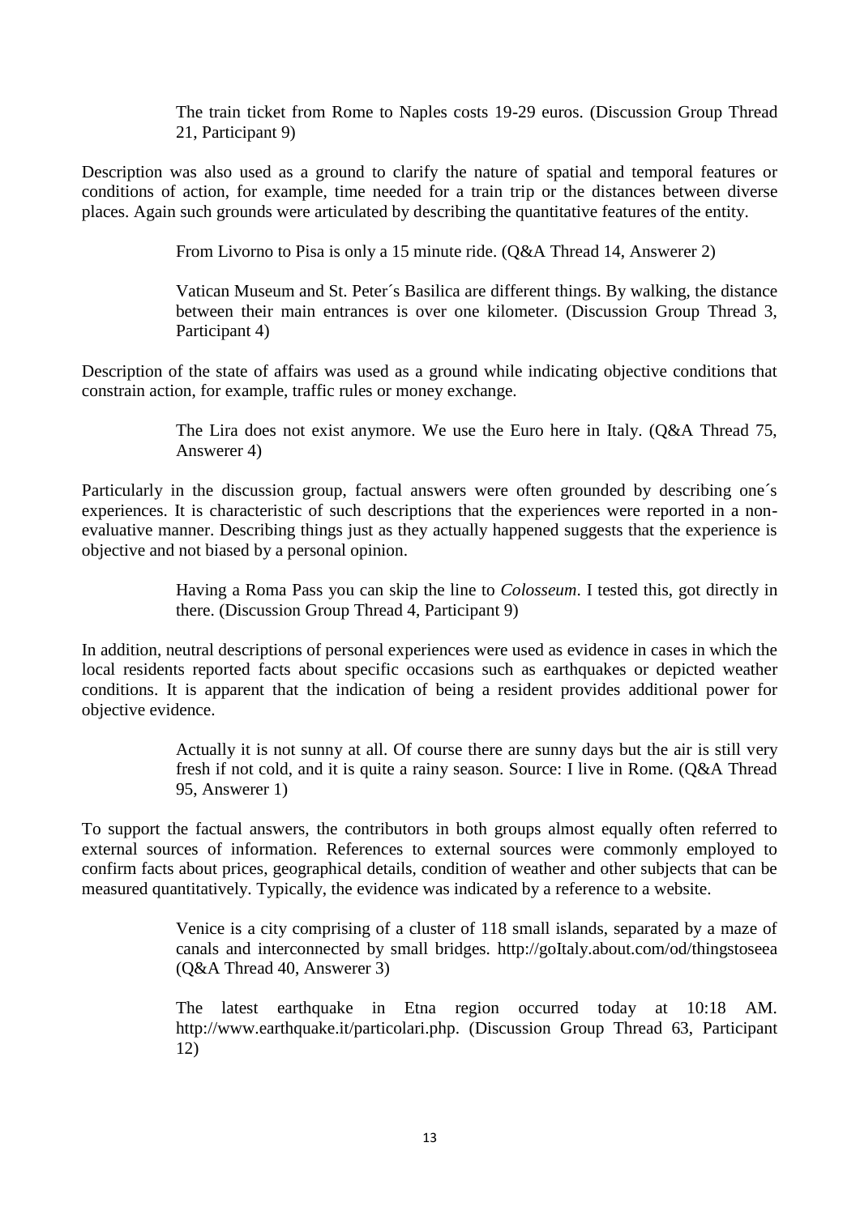> The train ticket from Rome to Naples costs 19-29 euros. (Discussion Group Thread 21, Participant 9)

Description was also used as a ground to clarify the nature of spatial and temporal features or conditions of action, for example, time needed for a train trip or the distances between diverse places. Again such grounds were articulated by describing the quantitative features of the entity.

> From Livorno to Pisa is only a 15 minute ride. (Q&A Thread 14, Answerer 2)

> Vatican Museum and St. Peter´s Basilica are different things. By walking, the distance between their main entrances is over one kilometer. (Discussion Group Thread 3, Participant 4)

Description of the state of affairs was used as a ground while indicating objective conditions that constrain action, for example, traffic rules or money exchange.

> The Lira does not exist anymore. We use the Euro here in Italy. (Q&A Thread 75, Answerer 4)

Particularly in the discussion group, factual answers were often grounded by describing one´s experiences. It is characteristic of such descriptions that the experiences were reported in a non-evaluative manner. Describing things just as they actually happened suggests that the experience is objective and not biased by a personal opinion.

> Having a Roma Pass you can skip the line to *Colosseum*. I tested this, got directly in there. (Discussion Group Thread 4, Participant 9)

In addition, neutral descriptions of personal experiences were used as evidence in cases in which the local residents reported facts about specific occasions such as earthquakes or depicted weather conditions. It is apparent that the indication of being a resident provides additional power for objective evidence.

> Actually it is not sunny at all. Of course there are sunny days but the air is still very fresh if not cold, and it is quite a rainy season. Source: I live in Rome. (Q&A Thread 95, Answerer 1)

To support the factual answers, the contributors in both groups almost equally often referred to external sources of information. References to external sources were commonly employed to confirm facts about prices, geographical details, condition of weather and other subjects that can be measured quantitatively. Typically, the evidence was indicated by a reference to a website.

> Venice is a city comprising of a cluster of 118 small islands, separated by a maze of canals and interconnected by small bridges. http://goItaly.about.com/od/thingstoseea (Q&A Thread 40, Answerer 3)

> The latest earthquake in Etna region occurred today at 10:18 AM. http://www.earthquake.it/particolari.php. (Discussion Group Thread 63, Participant 12)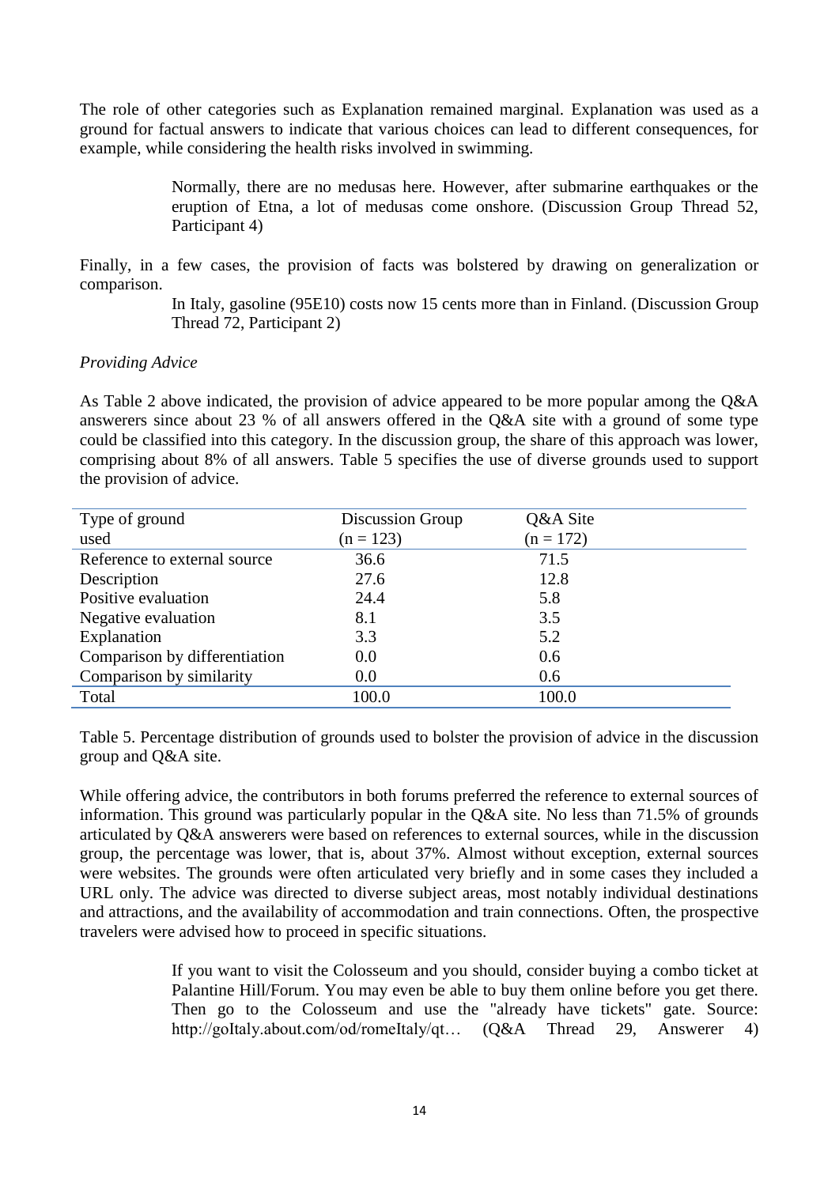The role of other categories such as Explanation remained marginal. Explanation was used as a ground for factual answers to indicate that various choices can lead to different consequences, for example, while considering the health risks involved in swimming.

> Normally, there are no medusas here. However, after submarine earthquakes or the eruption of Etna, a lot of medusas come onshore. (Discussion Group Thread 52, Participant 4)

Finally, in a few cases, the provision of facts was bolstered by drawing on generalization or comparison.

> In Italy, gasoline (95E10) costs now 15 cents more than in Finland. (Discussion Group Thread 72, Participant 2)

*Providing Advice*

As Table 2 above indicated, the provision of advice appeared to be more popular among the Q&A answerers since about 23 % of all answers offered in the Q&A site with a ground of some type could be classified into this category. In the discussion group, the share of this approach was lower, comprising about 8% of all answers. Table 5 specifies the use of diverse grounds used to support the provision of advice.

| Type of ground used | Discussion Group (n = 123) | Q&A Site (n = 172) |
|---|---|---|
| Reference to external source | 36.6 | 71.5 |
| Description | 27.6 | 12.8 |
| Positive evaluation | 24.4 | 5.8 |
| Negative evaluation | 8.1 | 3.5 |
| Explanation | 3.3 | 5.2 |
| Comparison by differentiation | 0.0 | 0.6 |
| Comparison by similarity | 0.0 | 0.6 |
| Total | 100.0 | 100.0 |

Table 5. Percentage distribution of grounds used to bolster the provision of advice in the discussion group and Q&A site.

While offering advice, the contributors in both forums preferred the reference to external sources of information. This ground was particularly popular in the Q&A site. No less than 71.5% of grounds articulated by Q&A answerers were based on references to external sources, while in the discussion group, the percentage was lower, that is, about 37%. Almost without exception, external sources were websites. The grounds were often articulated very briefly and in some cases they included a URL only. The advice was directed to diverse subject areas, most notably individual destinations and attractions, and the availability of accommodation and train connections. Often, the prospective travelers were advised how to proceed in specific situations.

> If you want to visit the Colosseum and you should, consider buying a combo ticket at Palantine Hill/Forum. You may even be able to buy them online before you get there. Then go to the Colosseum and use the "already have tickets" gate. Source: http://goItaly.about.com/od/romeItaly/qt… (Q&A Thread 29, Answerer 4)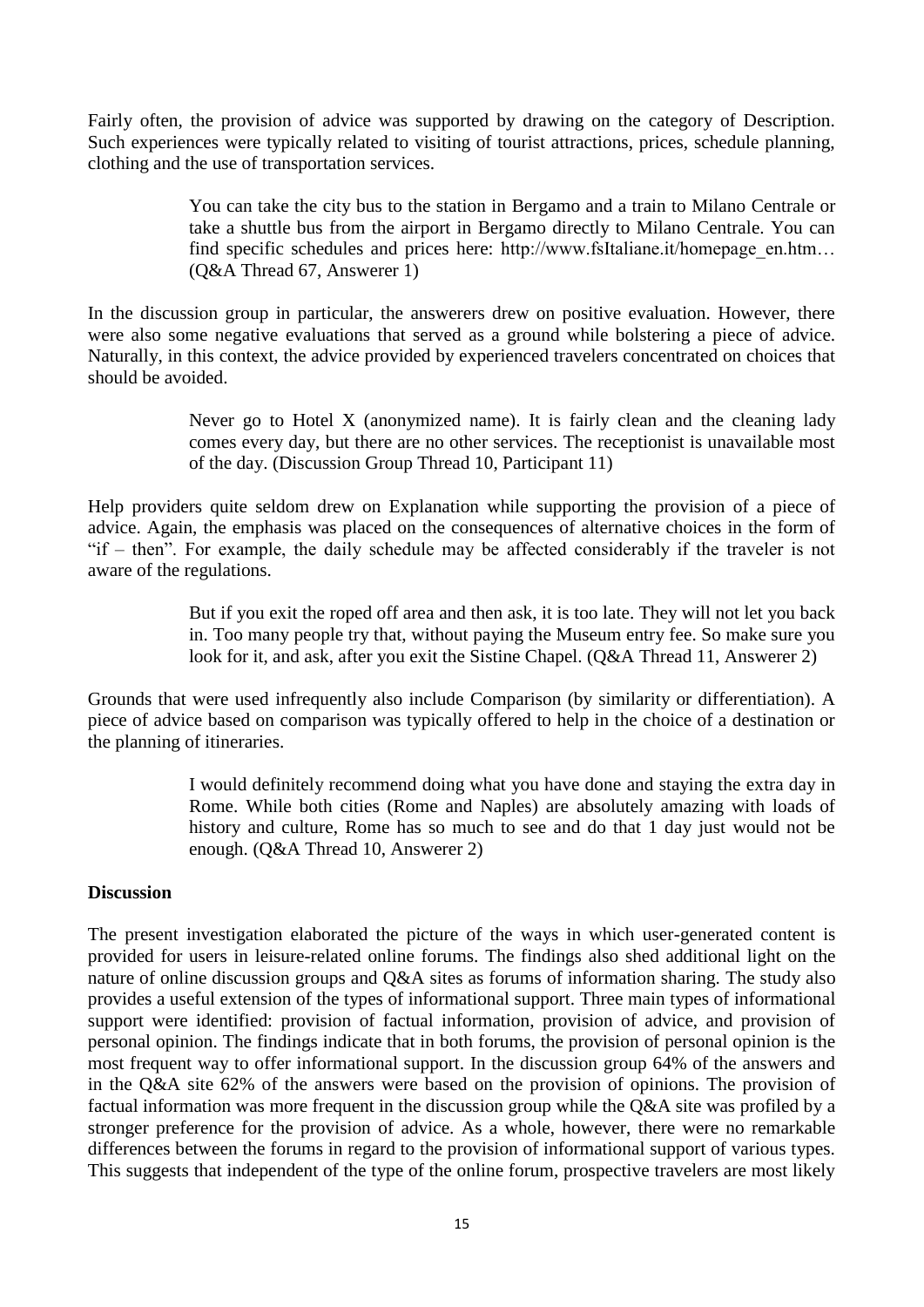Fairly often, the provision of advice was supported by drawing on the category of Description. Such experiences were typically related to visiting of tourist attractions, prices, schedule planning, clothing and the use of transportation services.

> You can take the city bus to the station in Bergamo and a train to Milano Centrale or take a shuttle bus from the airport in Bergamo directly to Milano Centrale. You can find specific schedules and prices here: http://www.fsItaliane.it/homepage_en.htm… (Q&A Thread 67, Answerer 1)

In the discussion group in particular, the answerers drew on positive evaluation. However, there were also some negative evaluations that served as a ground while bolstering a piece of advice. Naturally, in this context, the advice provided by experienced travelers concentrated on choices that should be avoided.

> Never go to Hotel X (anonymized name). It is fairly clean and the cleaning lady comes every day, but there are no other services. The receptionist is unavailable most of the day. (Discussion Group Thread 10, Participant 11)

Help providers quite seldom drew on Explanation while supporting the provision of a piece of advice. Again, the emphasis was placed on the consequences of alternative choices in the form of "if – then". For example, the daily schedule may be affected considerably if the traveler is not aware of the regulations.

> But if you exit the roped off area and then ask, it is too late. They will not let you back in. Too many people try that, without paying the Museum entry fee. So make sure you look for it, and ask, after you exit the Sistine Chapel. (Q&A Thread 11, Answerer 2)

Grounds that were used infrequently also include Comparison (by similarity or differentiation). A piece of advice based on comparison was typically offered to help in the choice of a destination or the planning of itineraries.

> I would definitely recommend doing what you have done and staying the extra day in Rome. While both cities (Rome and Naples) are absolutely amazing with loads of history and culture, Rome has so much to see and do that 1 day just would not be enough. (Q&A Thread 10, Answerer 2)

**Discussion**

The present investigation elaborated the picture of the ways in which user-generated content is provided for users in leisure-related online forums. The findings also shed additional light on the nature of online discussion groups and Q&A sites as forums of information sharing. The study also provides a useful extension of the types of informational support. Three main types of informational support were identified: provision of factual information, provision of advice, and provision of personal opinion. The findings indicate that in both forums, the provision of personal opinion is the most frequent way to offer informational support. In the discussion group 64% of the answers and in the Q&A site 62% of the answers were based on the provision of opinions. The provision of factual information was more frequent in the discussion group while the Q&A site was profiled by a stronger preference for the provision of advice. As a whole, however, there were no remarkable differences between the forums in regard to the provision of informational support of various types. This suggests that independent of the type of the online forum, prospective travelers are most likely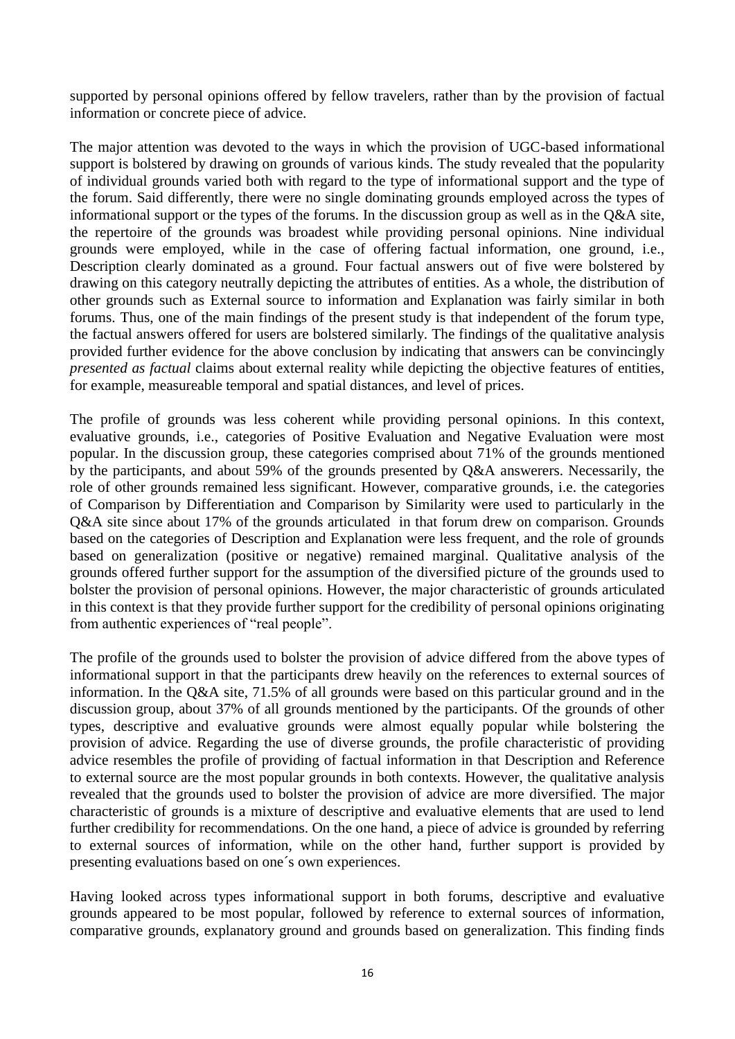supported by personal opinions offered by fellow travelers, rather than by the provision of factual information or concrete piece of advice.

The major attention was devoted to the ways in which the provision of UGC-based informational support is bolstered by drawing on grounds of various kinds. The study revealed that the popularity of individual grounds varied both with regard to the type of informational support and the type of the forum. Said differently, there were no single dominating grounds employed across the types of informational support or the types of the forums. In the discussion group as well as in the Q&A site, the repertoire of the grounds was broadest while providing personal opinions. Nine individual grounds were employed, while in the case of offering factual information, one ground, i.e., Description clearly dominated as a ground. Four factual answers out of five were bolstered by drawing on this category neutrally depicting the attributes of entities. As a whole, the distribution of other grounds such as External source to information and Explanation was fairly similar in both forums. Thus, one of the main findings of the present study is that independent of the forum type, the factual answers offered for users are bolstered similarly. The findings of the qualitative analysis provided further evidence for the above conclusion by indicating that answers can be convincingly *presented as factual* claims about external reality while depicting the objective features of entities, for example, measureable temporal and spatial distances, and level of prices.

The profile of grounds was less coherent while providing personal opinions. In this context, evaluative grounds, i.e., categories of Positive Evaluation and Negative Evaluation were most popular. In the discussion group, these categories comprised about 71% of the grounds mentioned by the participants, and about 59% of the grounds presented by Q&A answerers. Necessarily, the role of other grounds remained less significant. However, comparative grounds, i.e. the categories of Comparison by Differentiation and Comparison by Similarity were used to particularly in the Q&A site since about 17% of the grounds articulated in that forum drew on comparison. Grounds based on the categories of Description and Explanation were less frequent, and the role of grounds based on generalization (positive or negative) remained marginal. Qualitative analysis of the grounds offered further support for the assumption of the diversified picture of the grounds used to bolster the provision of personal opinions. However, the major characteristic of grounds articulated in this context is that they provide further support for the credibility of personal opinions originating from authentic experiences of "real people".

The profile of the grounds used to bolster the provision of advice differed from the above types of informational support in that the participants drew heavily on the references to external sources of information. In the Q&A site, 71.5% of all grounds were based on this particular ground and in the discussion group, about 37% of all grounds mentioned by the participants. Of the grounds of other types, descriptive and evaluative grounds were almost equally popular while bolstering the provision of advice. Regarding the use of diverse grounds, the profile characteristic of providing advice resembles the profile of providing of factual information in that Description and Reference to external source are the most popular grounds in both contexts. However, the qualitative analysis revealed that the grounds used to bolster the provision of advice are more diversified. The major characteristic of grounds is a mixture of descriptive and evaluative elements that are used to lend further credibility for recommendations. On the one hand, a piece of advice is grounded by referring to external sources of information, while on the other hand, further support is provided by presenting evaluations based on one´s own experiences.

Having looked across types informational support in both forums, descriptive and evaluative grounds appeared to be most popular, followed by reference to external sources of information, comparative grounds, explanatory ground and grounds based on generalization. This finding finds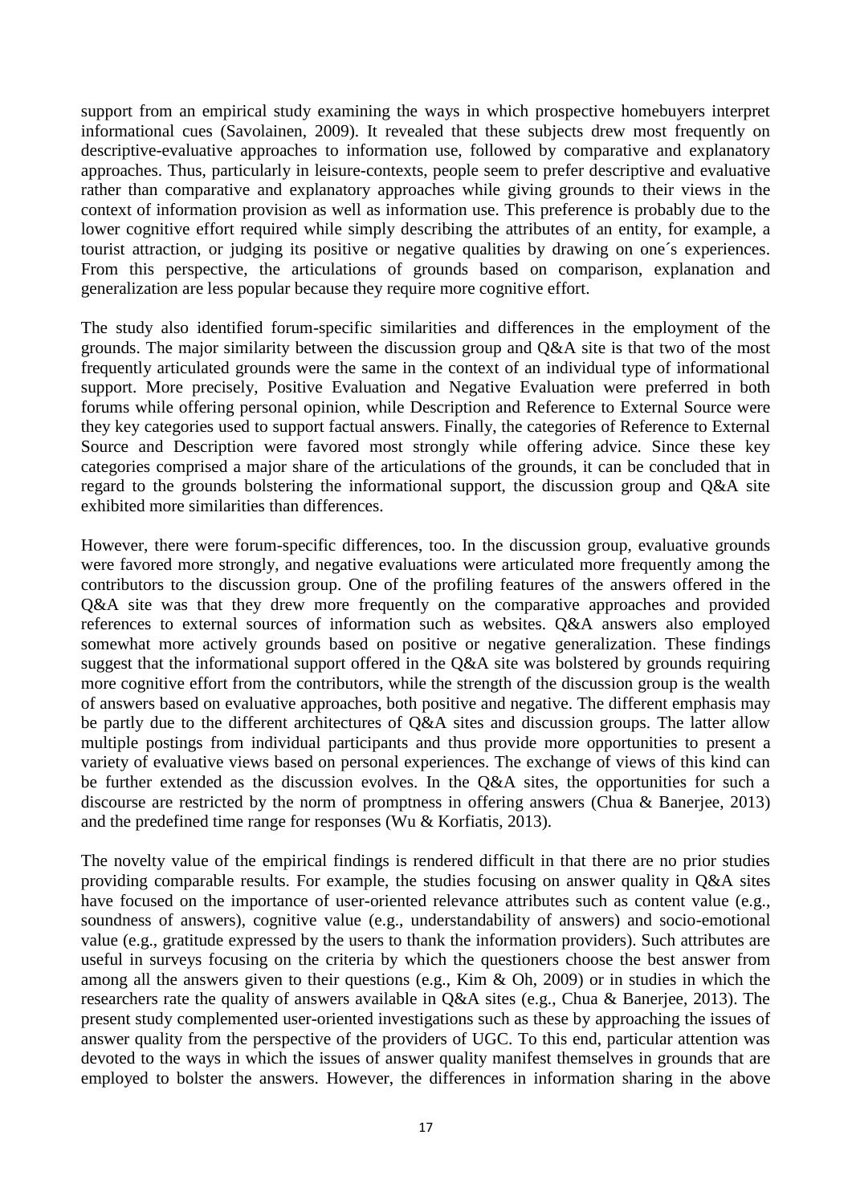support from an empirical study examining the ways in which prospective homebuyers interpret informational cues (Savolainen, 2009). It revealed that these subjects drew most frequently on descriptive-evaluative approaches to information use, followed by comparative and explanatory approaches. Thus, particularly in leisure-contexts, people seem to prefer descriptive and evaluative rather than comparative and explanatory approaches while giving grounds to their views in the context of information provision as well as information use. This preference is probably due to the lower cognitive effort required while simply describing the attributes of an entity, for example, a tourist attraction, or judging its positive or negative qualities by drawing on one´s experiences. From this perspective, the articulations of grounds based on comparison, explanation and generalization are less popular because they require more cognitive effort.

The study also identified forum-specific similarities and differences in the employment of the grounds. The major similarity between the discussion group and Q&A site is that two of the most frequently articulated grounds were the same in the context of an individual type of informational support. More precisely, Positive Evaluation and Negative Evaluation were preferred in both forums while offering personal opinion, while Description and Reference to External Source were they key categories used to support factual answers. Finally, the categories of Reference to External Source and Description were favored most strongly while offering advice. Since these key categories comprised a major share of the articulations of the grounds, it can be concluded that in regard to the grounds bolstering the informational support, the discussion group and Q&A site exhibited more similarities than differences.

However, there were forum-specific differences, too. In the discussion group, evaluative grounds were favored more strongly, and negative evaluations were articulated more frequently among the contributors to the discussion group. One of the profiling features of the answers offered in the Q&A site was that they drew more frequently on the comparative approaches and provided references to external sources of information such as websites. Q&A answers also employed somewhat more actively grounds based on positive or negative generalization. These findings suggest that the informational support offered in the Q&A site was bolstered by grounds requiring more cognitive effort from the contributors, while the strength of the discussion group is the wealth of answers based on evaluative approaches, both positive and negative. The different emphasis may be partly due to the different architectures of Q&A sites and discussion groups. The latter allow multiple postings from individual participants and thus provide more opportunities to present a variety of evaluative views based on personal experiences. The exchange of views of this kind can be further extended as the discussion evolves. In the Q&A sites, the opportunities for such a discourse are restricted by the norm of promptness in offering answers (Chua & Banerjee, 2013) and the predefined time range for responses (Wu & Korfiatis, 2013).

The novelty value of the empirical findings is rendered difficult in that there are no prior studies providing comparable results. For example, the studies focusing on answer quality in Q&A sites have focused on the importance of user-oriented relevance attributes such as content value (e.g., soundness of answers), cognitive value (e.g., understandability of answers) and socio-emotional value (e.g., gratitude expressed by the users to thank the information providers). Such attributes are useful in surveys focusing on the criteria by which the questioners choose the best answer from among all the answers given to their questions (e.g., Kim & Oh, 2009) or in studies in which the researchers rate the quality of answers available in Q&A sites (e.g., Chua & Banerjee, 2013). The present study complemented user-oriented investigations such as these by approaching the issues of answer quality from the perspective of the providers of UGC. To this end, particular attention was devoted to the ways in which the issues of answer quality manifest themselves in grounds that are employed to bolster the answers. However, the differences in information sharing in the above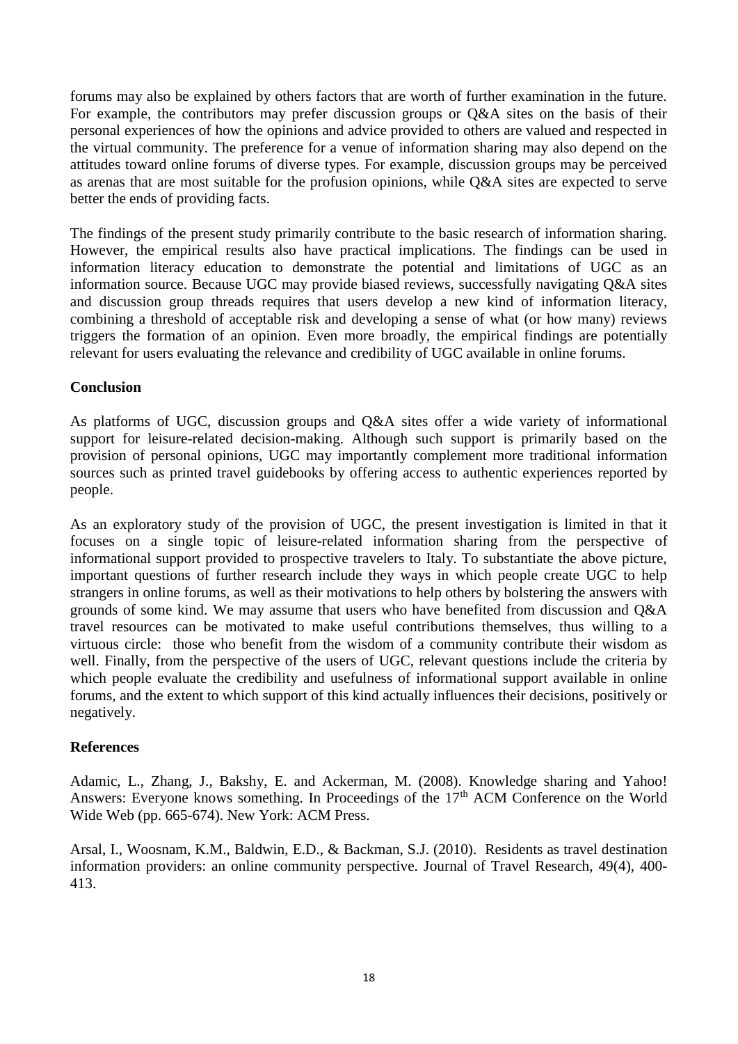forums may also be explained by others factors that are worth of further examination in the future. For example, the contributors may prefer discussion groups or Q&A sites on the basis of their personal experiences of how the opinions and advice provided to others are valued and respected in the virtual community. The preference for a venue of information sharing may also depend on the attitudes toward online forums of diverse types. For example, discussion groups may be perceived as arenas that are most suitable for the profusion opinions, while Q&A sites are expected to serve better the ends of providing facts.

The findings of the present study primarily contribute to the basic research of information sharing. However, the empirical results also have practical implications. The findings can be used in information literacy education to demonstrate the potential and limitations of UGC as an information source. Because UGC may provide biased reviews, successfully navigating Q&A sites and discussion group threads requires that users develop a new kind of information literacy, combining a threshold of acceptable risk and developing a sense of what (or how many) reviews triggers the formation of an opinion. Even more broadly, the empirical findings are potentially relevant for users evaluating the relevance and credibility of UGC available in online forums.

## Conclusion

As platforms of UGC, discussion groups and Q&A sites offer a wide variety of informational support for leisure-related decision-making. Although such support is primarily based on the provision of personal opinions, UGC may importantly complement more traditional information sources such as printed travel guidebooks by offering access to authentic experiences reported by people.

As an exploratory study of the provision of UGC, the present investigation is limited in that it focuses on a single topic of leisure-related information sharing from the perspective of informational support provided to prospective travelers to Italy. To substantiate the above picture, important questions of further research include they ways in which people create UGC to help strangers in online forums, as well as their motivations to help others by bolstering the answers with grounds of some kind. We may assume that users who have benefited from discussion and Q&A travel resources can be motivated to make useful contributions themselves, thus willing to a virtuous circle: those who benefit from the wisdom of a community contribute their wisdom as well. Finally, from the perspective of the users of UGC, relevant questions include the criteria by which people evaluate the credibility and usefulness of informational support available in online forums, and the extent to which support of this kind actually influences their decisions, positively or negatively.

## References

Adamic, L., Zhang, J., Bakshy, E. and Ackerman, M. (2008). Knowledge sharing and Yahoo! Answers: Everyone knows something. In Proceedings of the 17th ACM Conference on the World Wide Web (pp. 665-674). New York: ACM Press.

Arsal, I., Woosnam, K.M., Baldwin, E.D., & Backman, S.J. (2010). Residents as travel destination information providers: an online community perspective. Journal of Travel Research, 49(4), 400-413.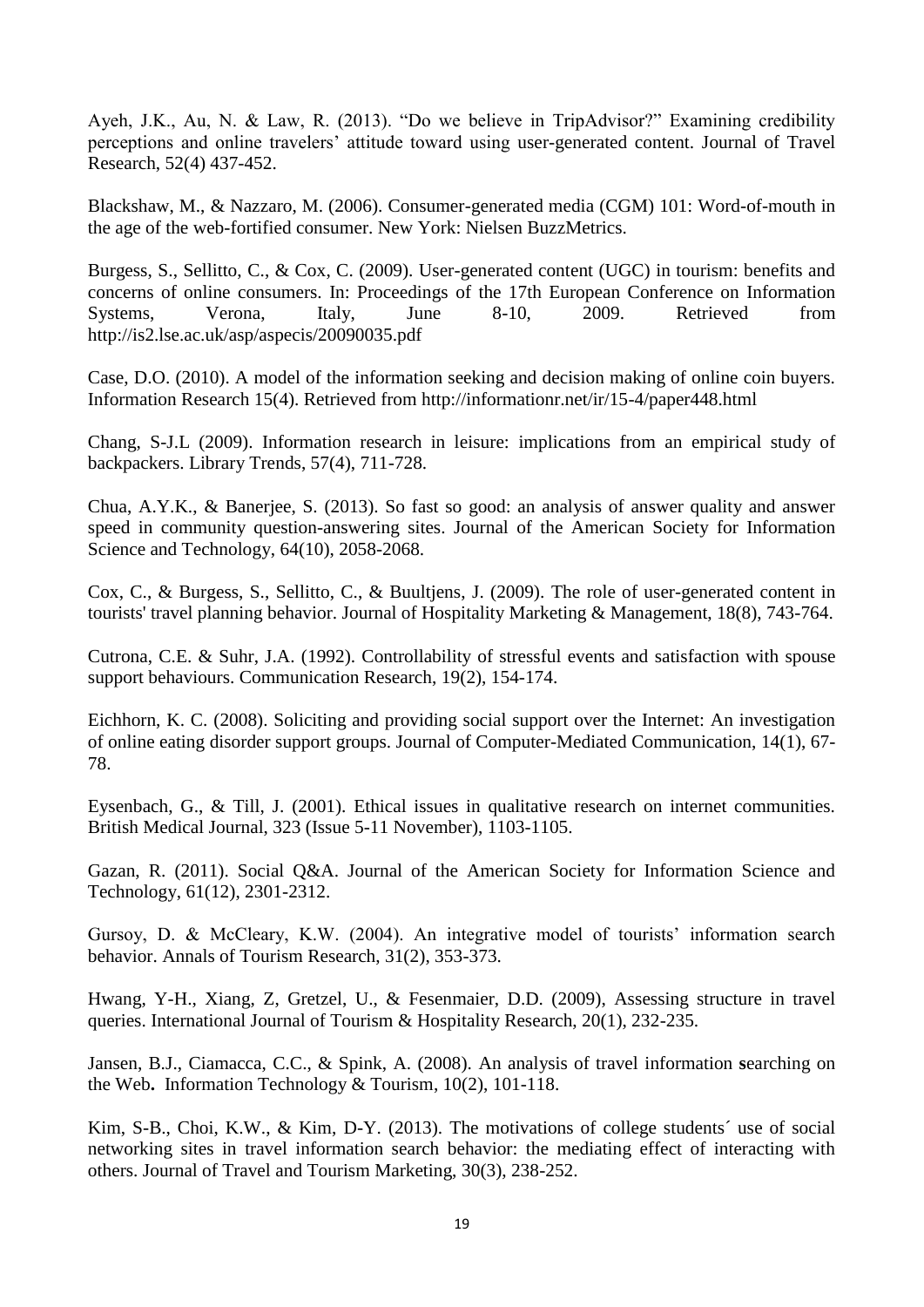Ayeh, J.K., Au, N. & Law, R. (2013). "Do we believe in TripAdvisor?" Examining credibility perceptions and online travelers' attitude toward using user-generated content. Journal of Travel Research, 52(4) 437-452.

Blackshaw, M., & Nazzaro, M. (2006). Consumer-generated media (CGM) 101: Word-of-mouth in the age of the web-fortified consumer. New York: Nielsen BuzzMetrics.

Burgess, S., Sellitto, C., & Cox, C. (2009). User-generated content (UGC) in tourism: benefits and concerns of online consumers. In: Proceedings of the 17th European Conference on Information Systems, Verona, Italy, June 8-10, 2009. Retrieved from http://is2.lse.ac.uk/asp/aspecis/20090035.pdf

Case, D.O. (2010). A model of the information seeking and decision making of online coin buyers. Information Research 15(4). Retrieved from http://informationr.net/ir/15-4/paper448.html

Chang, S-J.L (2009). Information research in leisure: implications from an empirical study of backpackers. Library Trends, 57(4), 711-728.

Chua, A.Y.K., & Banerjee, S. (2013). So fast so good: an analysis of answer quality and answer speed in community question-answering sites. Journal of the American Society for Information Science and Technology, 64(10), 2058-2068.

Cox, C., & Burgess, S., Sellitto, C., & Buultjens, J. (2009). The role of user-generated content in tourists' travel planning behavior. Journal of Hospitality Marketing & Management, 18(8), 743-764.

Cutrona, C.E. & Suhr, J.A. (1992). Controllability of stressful events and satisfaction with spouse support behaviours. Communication Research, 19(2), 154-174.

Eichhorn, K. C. (2008). Soliciting and providing social support over the Internet: An investigation of online eating disorder support groups. Journal of Computer-Mediated Communication, 14(1), 67-78.

Eysenbach, G., & Till, J. (2001). Ethical issues in qualitative research on internet communities. British Medical Journal, 323 (Issue 5-11 November), 1103-1105.

Gazan, R. (2011). Social Q&A. Journal of the American Society for Information Science and Technology, 61(12), 2301-2312.

Gursoy, D. & McCleary, K.W. (2004). An integrative model of tourists' information search behavior. Annals of Tourism Research, 31(2), 353-373.

Hwang, Y-H., Xiang, Z, Gretzel, U., & Fesenmaier, D.D. (2009), Assessing structure in travel queries. International Journal of Tourism & Hospitality Research, 20(1), 232-235.

Jansen, B.J., Ciamacca, C.C., & Spink, A. (2008). An analysis of travel information **s**earching on the Web**.** Information Technology & Tourism, 10(2), 101-118.

Kim, S-B., Choi, K.W., & Kim, D-Y. (2013). The motivations of college students´ use of social networking sites in travel information search behavior: the mediating effect of interacting with others. Journal of Travel and Tourism Marketing, 30(3), 238-252.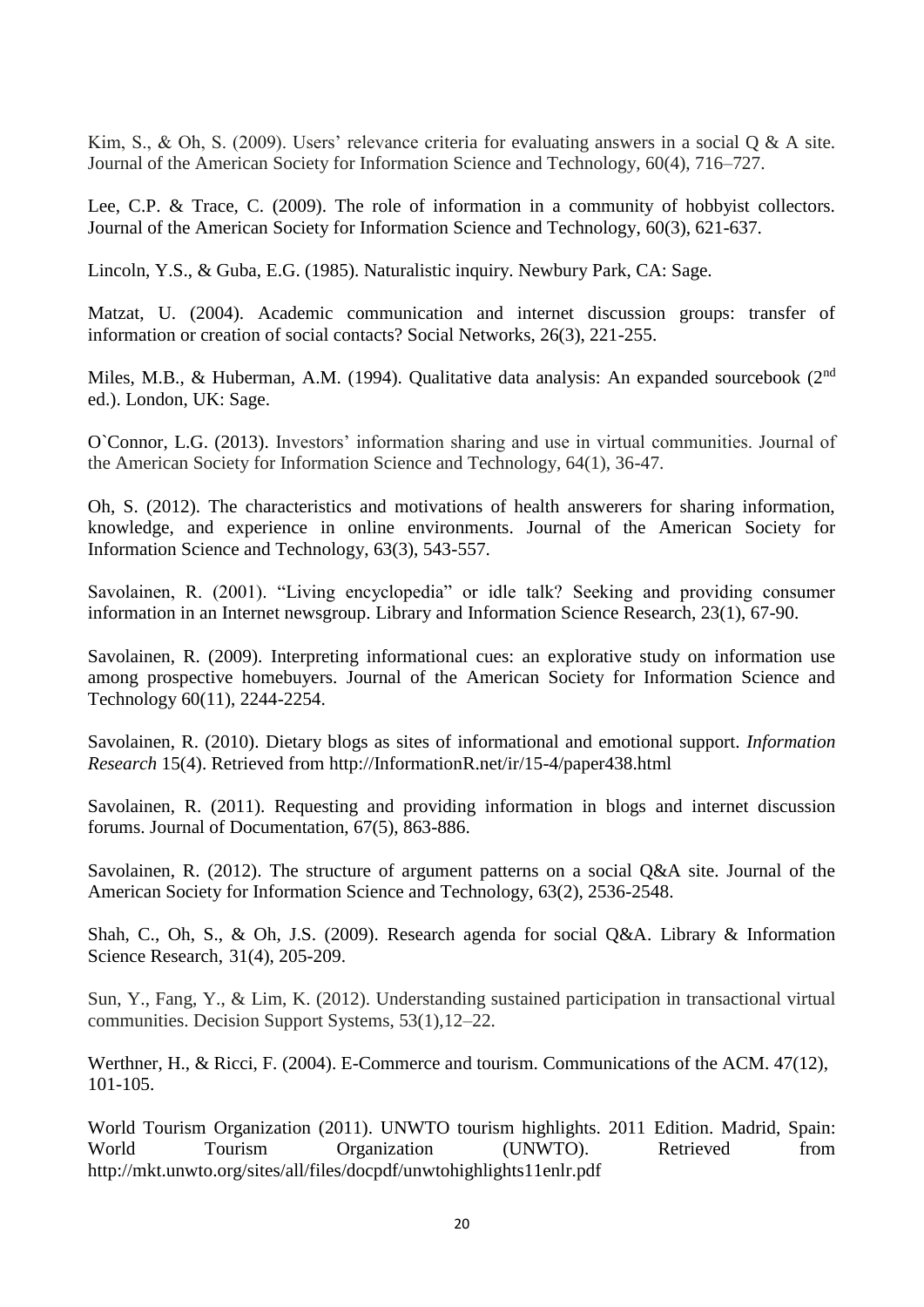Kim, S., & Oh, S. (2009). Users' relevance criteria for evaluating answers in a social Q & A site. Journal of the American Society for Information Science and Technology, 60(4), 716–727.

Lee, C.P. & Trace, C. (2009). The role of information in a community of hobbyist collectors. Journal of the American Society for Information Science and Technology, 60(3), 621-637.

Lincoln, Y.S., & Guba, E.G. (1985). Naturalistic inquiry. Newbury Park, CA: Sage.

Matzat, U. (2004). Academic communication and internet discussion groups: transfer of information or creation of social contacts? Social Networks, 26(3), 221-255.

Miles, M.B., & Huberman, A.M. (1994). Qualitative data analysis: An expanded sourcebook (2nd ed.). London, UK: Sage.

O`Connor, L.G. (2013). Investors' information sharing and use in virtual communities. Journal of the American Society for Information Science and Technology, 64(1), 36-47.

Oh, S. (2012). The characteristics and motivations of health answerers for sharing information, knowledge, and experience in online environments. Journal of the American Society for Information Science and Technology, 63(3), 543-557.

Savolainen, R. (2001). "Living encyclopedia" or idle talk? Seeking and providing consumer information in an Internet newsgroup. Library and Information Science Research, 23(1), 67-90.

Savolainen, R. (2009). Interpreting informational cues: an explorative study on information use among prospective homebuyers. Journal of the American Society for Information Science and Technology 60(11), 2244-2254.

Savolainen, R. (2010). Dietary blogs as sites of informational and emotional support. *Information Research* 15(4). Retrieved from http://InformationR.net/ir/15-4/paper438.html

Savolainen, R. (2011). Requesting and providing information in blogs and internet discussion forums. Journal of Documentation, 67(5), 863-886.

Savolainen, R. (2012). The structure of argument patterns on a social Q&A site. Journal of the American Society for Information Science and Technology, 63(2), 2536-2548.

Shah, C., Oh, S., & Oh, J.S. (2009). Research agenda for social Q&A. Library & Information Science Research, 31(4), 205-209.

Sun, Y., Fang, Y., & Lim, K. (2012). Understanding sustained participation in transactional virtual communities. Decision Support Systems, 53(1),12–22.

Werthner, H., & Ricci, F. (2004). E-Commerce and tourism. Communications of the ACM. 47(12), 101-105.

World Tourism Organization (2011). UNWTO tourism highlights. 2011 Edition. Madrid, Spain: World Tourism Organization (UNWTO). Retrieved from http://mkt.unwto.org/sites/all/files/docpdf/unwtohighlights11enlr.pdf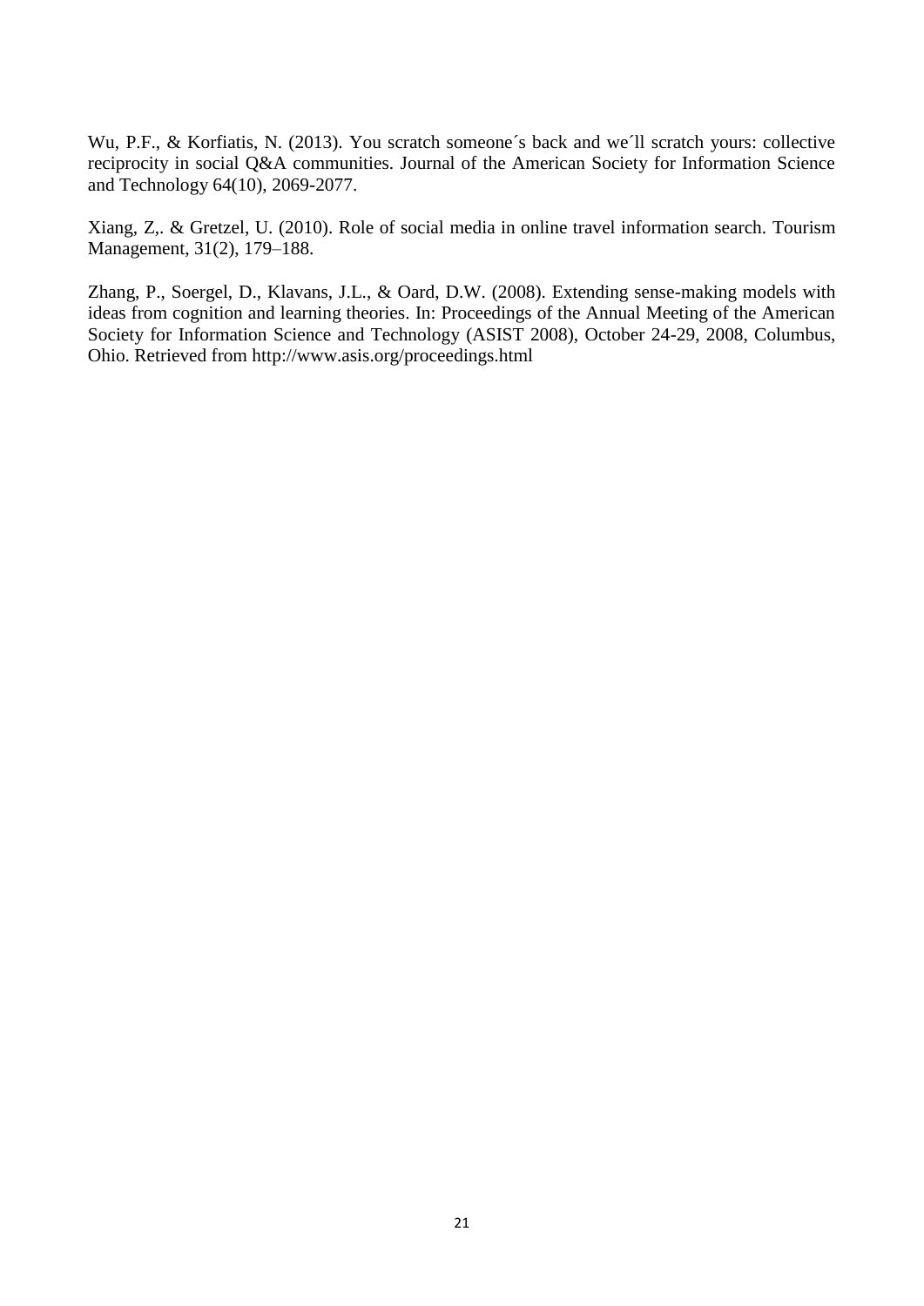Wu, P.F., & Korfiatis, N. (2013). You scratch someone´s back and we´ll scratch yours: collective reciprocity in social Q&A communities. Journal of the American Society for Information Science and Technology 64(10), 2069-2077.

Xiang, Z,. & Gretzel, U. (2010). Role of social media in online travel information search. Tourism Management, 31(2), 179–188.

Zhang, P., Soergel, D., Klavans, J.L., & Oard, D.W. (2008). Extending sense-making models with ideas from cognition and learning theories. In: Proceedings of the Annual Meeting of the American Society for Information Science and Technology (ASIST 2008), October 24-29, 2008, Columbus, Ohio. Retrieved from http://www.asis.org/proceedings.html